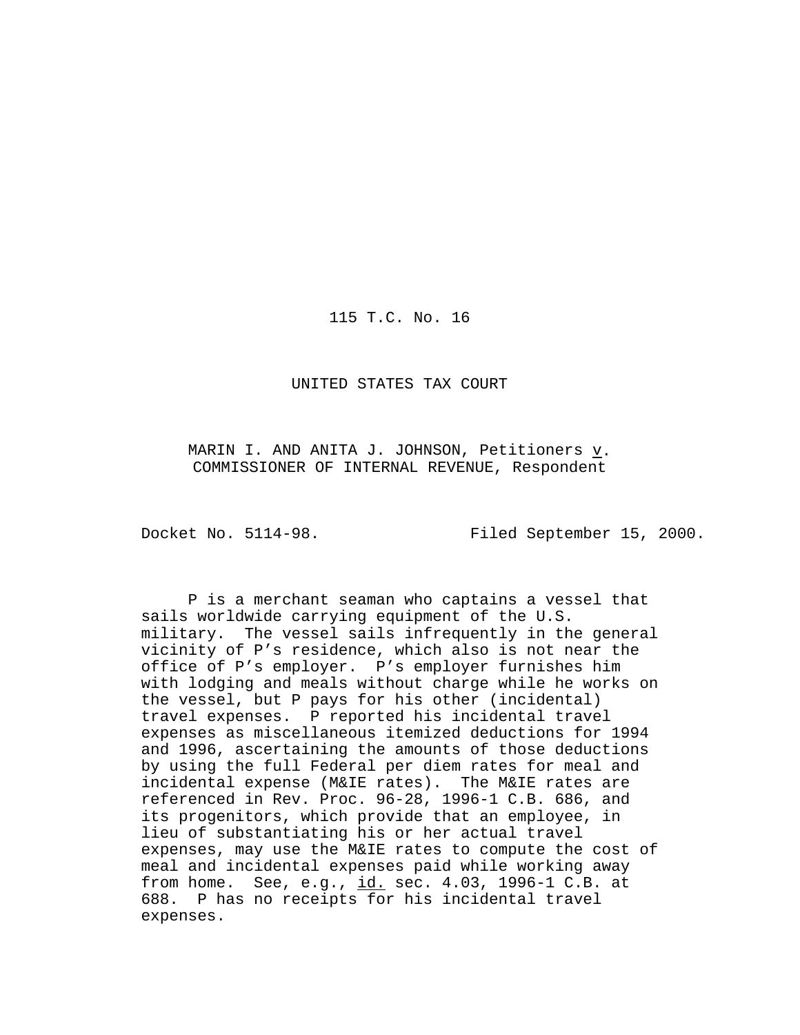115 T.C. No. 16

UNITED STATES TAX COURT

MARIN I. AND ANITA J. JOHNSON, Petitioners v. COMMISSIONER OF INTERNAL REVENUE, Respondent

Docket No. 5114-98. Filed September 15, 2000.

P is a merchant seaman who captains a vessel that sails worldwide carrying equipment of the U.S. military. The vessel sails infrequently in the general vicinity of P's residence, which also is not near the office of P's employer. P's employer furnishes him with lodging and meals without charge while he works on the vessel, but P pays for his other (incidental) travel expenses. P reported his incidental travel expenses as miscellaneous itemized deductions for 1994 and 1996, ascertaining the amounts of those deductions by using the full Federal per diem rates for meal and incidental expense (M&IE rates). The M&IE rates are referenced in Rev. Proc. 96-28, 1996-1 C.B. 686, and its progenitors, which provide that an employee, in lieu of substantiating his or her actual travel expenses, may use the M&IE rates to compute the cost of meal and incidental expenses paid while working away from home. See, e.g., id. sec. 4.03, 1996-1 C.B. at 688. P has no receipts for his incidental travel expenses.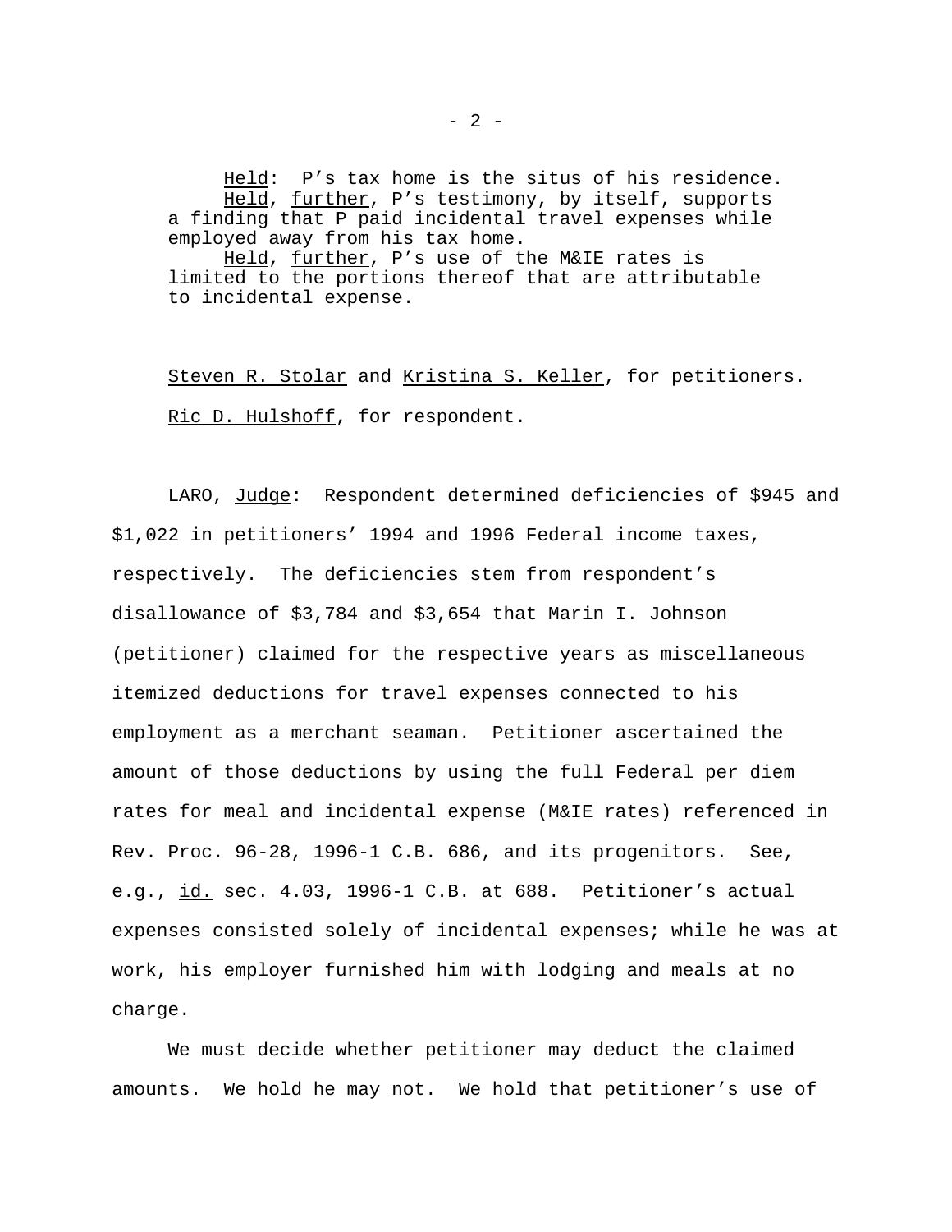Held: P's tax home is the situs of his residence.
Held, further, P's testimony, by itself, supports a finding that P paid incidental travel expenses while employed away from his tax home.
Held, further, P's use of the M&IE rates is limited to the portions thereof that are attributable to incidental expense.

Steven R. Stolar and Kristina S. Keller, for petitioners.

Ric D. Hulshoff, for respondent.

LARO, Judge: Respondent determined deficiencies of $945 and $1,022 in petitioners' 1994 and 1996 Federal income taxes, respectively. The deficiencies stem from respondent's disallowance of $3,784 and $3,654 that Marin I. Johnson (petitioner) claimed for the respective years as miscellaneous itemized deductions for travel expenses connected to his employment as a merchant seaman. Petitioner ascertained the amount of those deductions by using the full Federal per diem rates for meal and incidental expense (M&IE rates) referenced in Rev. Proc. 96-28, 1996-1 C.B. 686, and its progenitors. See, e.g., id. sec. 4.03, 1996-1 C.B. at 688. Petitioner's actual expenses consisted solely of incidental expenses; while he was at work, his employer furnished him with lodging and meals at no charge.

We must decide whether petitioner may deduct the claimed amounts. We hold he may not. We hold that petitioner's use of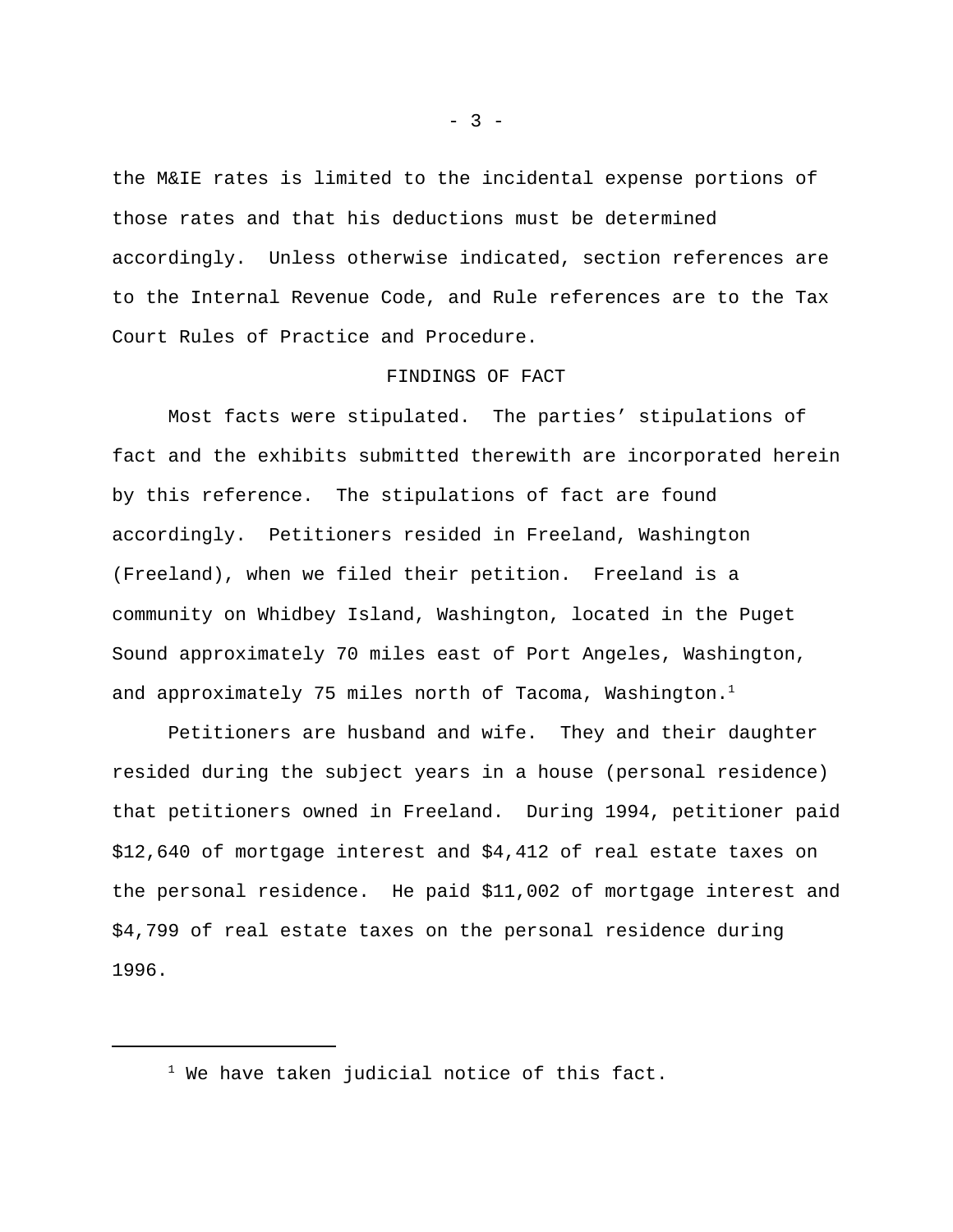the M&IE rates is limited to the incidental expense portions of those rates and that his deductions must be determined accordingly. Unless otherwise indicated, section references are to the Internal Revenue Code, and Rule references are to the Tax Court Rules of Practice and Procedure.

## FINDINGS OF FACT

Most facts were stipulated. The parties' stipulations of fact and the exhibits submitted therewith are incorporated herein by this reference. The stipulations of fact are found accordingly. Petitioners resided in Freeland, Washington (Freeland), when we filed their petition. Freeland is a community on Whidbey Island, Washington, located in the Puget Sound approximately 70 miles east of Port Angeles, Washington, and approximately 75 miles north of Tacoma, Washington.[1]

Petitioners are husband and wife. They and their daughter resided during the subject years in a house (personal residence) that petitioners owned in Freeland. During 1994, petitioner paid $12,640 of mortgage interest and $4,412 of real estate taxes on the personal residence. He paid $11,002 of mortgage interest and $4,799 of real estate taxes on the personal residence during 1996.

---

[1] We have taken judicial notice of this fact.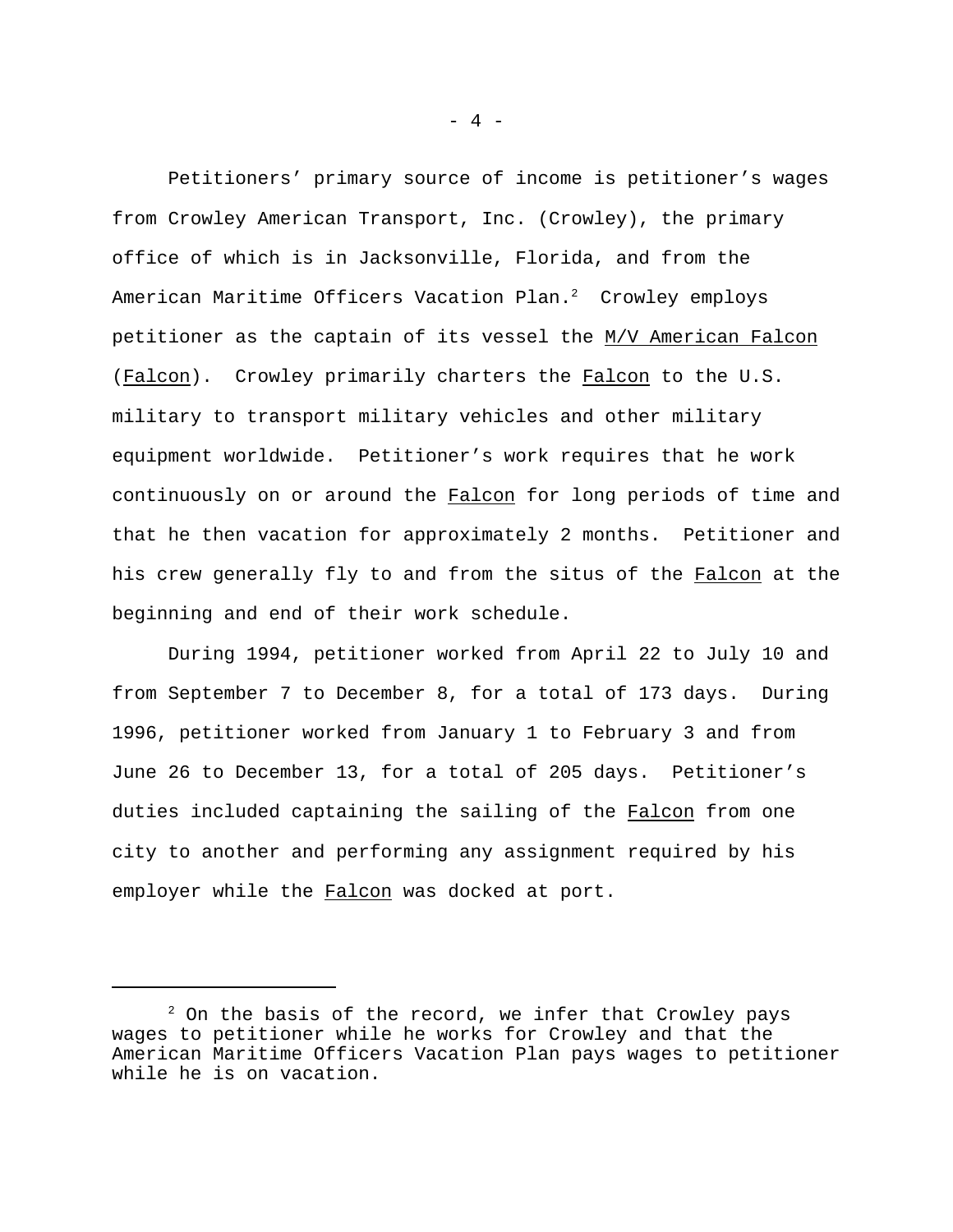Petitioners' primary source of income is petitioner's wages from Crowley American Transport, Inc. (Crowley), the primary office of which is in Jacksonville, Florida, and from the American Maritime Officers Vacation Plan.[2] Crowley employs petitioner as the captain of its vessel the M/V American Falcon (Falcon). Crowley primarily charters the Falcon to the U.S. military to transport military vehicles and other military equipment worldwide. Petitioner's work requires that he work continuously on or around the Falcon for long periods of time and that he then vacation for approximately 2 months. Petitioner and his crew generally fly to and from the situs of the Falcon at the beginning and end of their work schedule.

During 1994, petitioner worked from April 22 to July 10 and from September 7 to December 8, for a total of 173 days. During 1996, petitioner worked from January 1 to February 3 and from June 26 to December 13, for a total of 205 days. Petitioner's duties included captaining the sailing of the Falcon from one city to another and performing any assignment required by his employer while the Falcon was docked at port.

---

[2] On the basis of the record, we infer that Crowley pays wages to petitioner while he works for Crowley and that the American Maritime Officers Vacation Plan pays wages to petitioner while he is on vacation.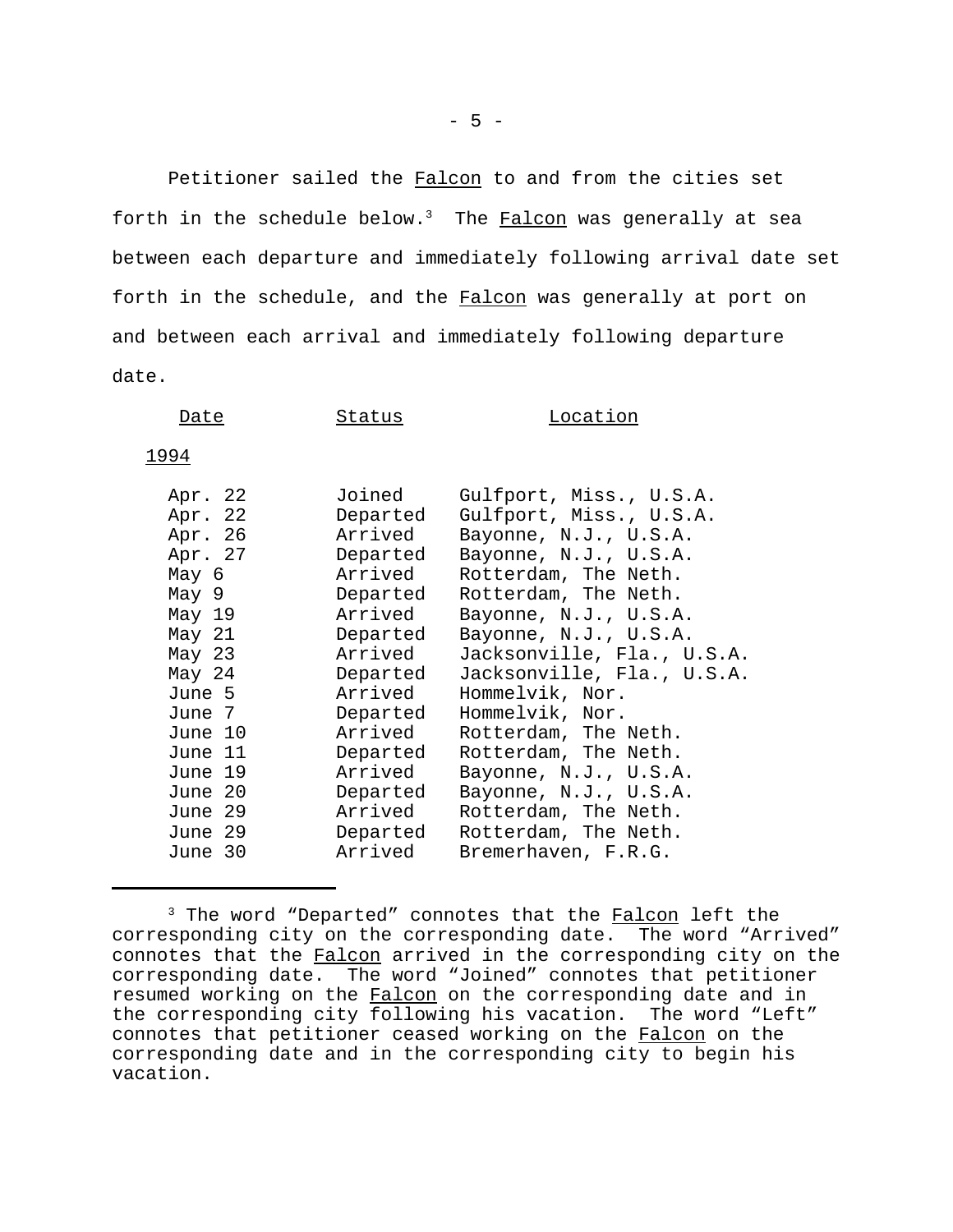Petitioner sailed the Falcon to and from the cities set forth in the schedule below.[3] The Falcon was generally at sea between each departure and immediately following arrival date set forth in the schedule, and the Falcon was generally at port on and between each arrival and immediately following departure date.

| Date | Status | Location |
|---|---|---|
| 1994 | | |
| Apr. 22 | Joined | Gulfport, Miss., U.S.A. |
| Apr. 22 | Departed | Gulfport, Miss., U.S.A. |
| Apr. 26 | Arrived | Bayonne, N.J., U.S.A. |
| Apr. 27 | Departed | Bayonne, N.J., U.S.A. |
| May 6 | Arrived | Rotterdam, The Neth. |
| May 9 | Departed | Rotterdam, The Neth. |
| May 19 | Arrived | Bayonne, N.J., U.S.A. |
| May 21 | Departed | Bayonne, N.J., U.S.A. |
| May 23 | Arrived | Jacksonville, Fla., U.S.A. |
| May 24 | Departed | Jacksonville, Fla., U.S.A. |
| June 5 | Arrived | Hommelvik, Nor. |
| June 7 | Departed | Hommelvik, Nor. |
| June 10 | Arrived | Rotterdam, The Neth. |
| June 11 | Departed | Rotterdam, The Neth. |
| June 19 | Arrived | Bayonne, N.J., U.S.A. |
| June 20 | Departed | Bayonne, N.J., U.S.A. |
| June 29 | Arrived | Rotterdam, The Neth. |
| June 29 | Departed | Rotterdam, The Neth. |
| June 30 | Arrived | Bremerhaven, F.R.G. |

[3] The word "Departed" connotes that the Falcon left the corresponding city on the corresponding date. The word "Arrived" connotes that the Falcon arrived in the corresponding city on the corresponding date. The word "Joined" connotes that petitioner resumed working on the Falcon on the corresponding date and in the corresponding city following his vacation. The word "Left" connotes that petitioner ceased working on the Falcon on the corresponding date and in the corresponding city to begin his vacation.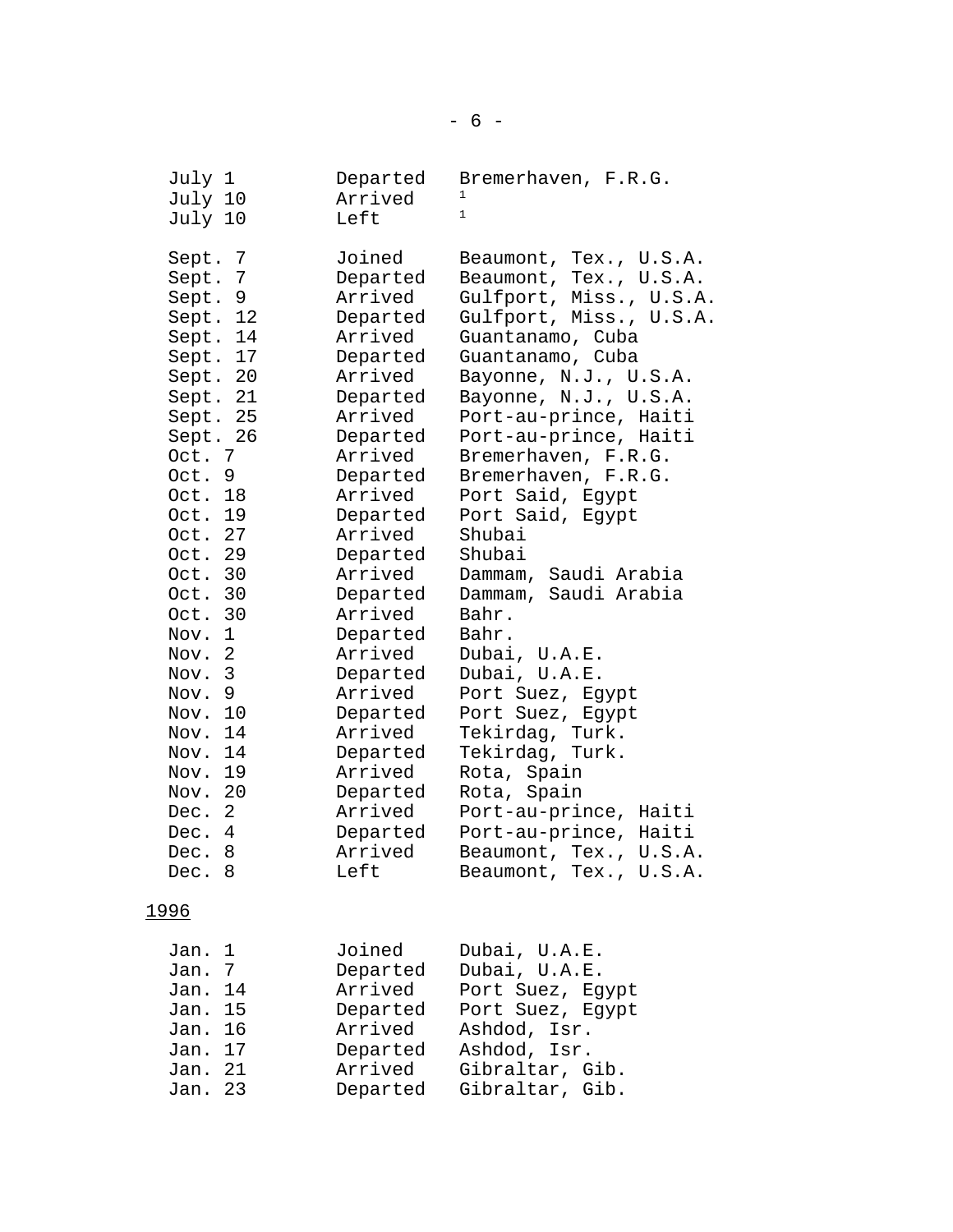| | | |
|---|---|---|
| July 1 | Departed | Bremerhaven, F.R.G. |
| July 10 | Arrived | [1] |
| July 10 | Left | [1] |
| | | |
| Sept. 7 | Joined | Beaumont, Tex., U.S.A. |
| Sept. 7 | Departed | Beaumont, Tex., U.S.A. |
| Sept. 9 | Arrived | Gulfport, Miss., U.S.A. |
| Sept. 12 | Departed | Gulfport, Miss., U.S.A. |
| Sept. 14 | Arrived | Guantanamo, Cuba |
| Sept. 17 | Departed | Guantanamo, Cuba |
| Sept. 20 | Arrived | Bayonne, N.J., U.S.A. |
| Sept. 21 | Departed | Bayonne, N.J., U.S.A. |
| Sept. 25 | Arrived | Port-au-prince, Haiti |
| Sept. 26 | Departed | Port-au-prince, Haiti |
| Oct. 7 | Arrived | Bremerhaven, F.R.G. |
| Oct. 9 | Departed | Bremerhaven, F.R.G. |
| Oct. 18 | Arrived | Port Said, Egypt |
| Oct. 19 | Departed | Port Said, Egypt |
| Oct. 27 | Arrived | Shubai |
| Oct. 29 | Departed | Shubai |
| Oct. 30 | Arrived | Dammam, Saudi Arabia |
| Oct. 30 | Departed | Dammam, Saudi Arabia |
| Oct. 30 | Arrived | Bahr. |
| Nov. 1 | Departed | Bahr. |
| Nov. 2 | Arrived | Dubai, U.A.E. |
| Nov. 3 | Departed | Dubai, U.A.E. |
| Nov. 9 | Arrived | Port Suez, Egypt |
| Nov. 10 | Departed | Port Suez, Egypt |
| Nov. 14 | Arrived | Tekirdag, Turk. |
| Nov. 14 | Departed | Tekirdag, Turk. |
| Nov. 19 | Arrived | Rota, Spain |
| Nov. 20 | Departed | Rota, Spain |
| Dec. 2 | Arrived | Port-au-prince, Haiti |
| Dec. 4 | Departed | Port-au-prince, Haiti |
| Dec. 8 | Arrived | Beaumont, Tex., U.S.A. |
| Dec. 8 | Left | Beaumont, Tex., U.S.A. |

<u>1996</u>

| | | |
|---|---|---|
| Jan. 1 | Joined | Dubai, U.A.E. |
| Jan. 7 | Departed | Dubai, U.A.E. |
| Jan. 14 | Arrived | Port Suez, Egypt |
| Jan. 15 | Departed | Port Suez, Egypt |
| Jan. 16 | Arrived | Ashdod, Isr. |
| Jan. 17 | Departed | Ashdod, Isr. |
| Jan. 21 | Arrived | Gibraltar, Gib. |
| Jan. 23 | Departed | Gibraltar, Gib. |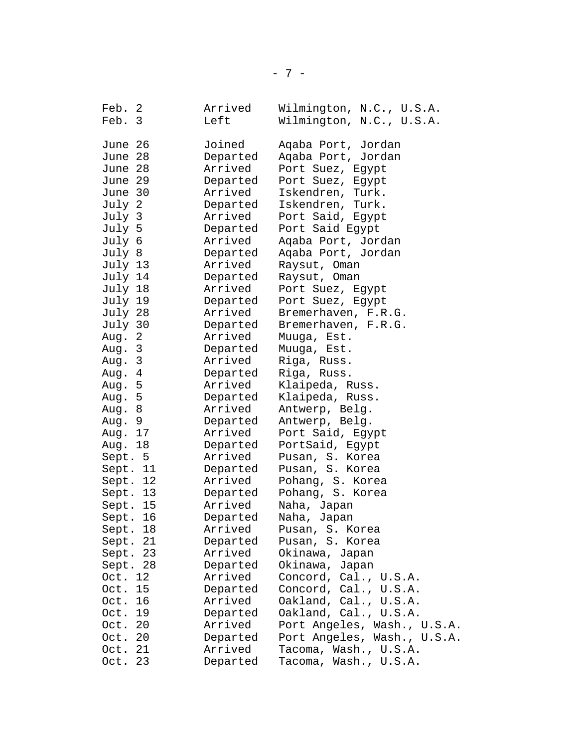| | | |
|---|---|---|
| Feb. 2 | Arrived | Wilmington, N.C., U.S.A. |
| Feb. 3 | Left | Wilmington, N.C., U.S.A. |
| | | |
| June 26 | Joined | Aqaba Port, Jordan |
| June 28 | Departed | Aqaba Port, Jordan |
| June 28 | Arrived | Port Suez, Egypt |
| June 29 | Departed | Port Suez, Egypt |
| June 30 | Arrived | Iskendren, Turk. |
| July 2 | Departed | Iskendren, Turk. |
| July 3 | Arrived | Port Said, Egypt |
| July 5 | Departed | Port Said Egypt |
| July 6 | Arrived | Aqaba Port, Jordan |
| July 8 | Departed | Aqaba Port, Jordan |
| July 13 | Arrived | Raysut, Oman |
| July 14 | Departed | Raysut, Oman |
| July 18 | Arrived | Port Suez, Egypt |
| July 19 | Departed | Port Suez, Egypt |
| July 28 | Arrived | Bremerhaven, F.R.G. |
| July 30 | Departed | Bremerhaven, F.R.G. |
| Aug. 2 | Arrived | Muuga, Est. |
| Aug. 3 | Departed | Muuga, Est. |
| Aug. 3 | Arrived | Riga, Russ. |
| Aug. 4 | Departed | Riga, Russ. |
| Aug. 5 | Arrived | Klaipeda, Russ. |
| Aug. 5 | Departed | Klaipeda, Russ. |
| Aug. 8 | Arrived | Antwerp, Belg. |
| Aug. 9 | Departed | Antwerp, Belg. |
| Aug. 17 | Arrived | Port Said, Egypt |
| Aug. 18 | Departed | PortSaid, Egypt |
| Sept. 5 | Arrived | Pusan, S. Korea |
| Sept. 11 | Departed | Pusan, S. Korea |
| Sept. 12 | Arrived | Pohang, S. Korea |
| Sept. 13 | Departed | Pohang, S. Korea |
| Sept. 15 | Arrived | Naha, Japan |
| Sept. 16 | Departed | Naha, Japan |
| Sept. 18 | Arrived | Pusan, S. Korea |
| Sept. 21 | Departed | Pusan, S. Korea |
| Sept. 23 | Arrived | Okinawa, Japan |
| Sept. 28 | Departed | Okinawa, Japan |
| Oct. 12 | Arrived | Concord, Cal., U.S.A. |
| Oct. 15 | Departed | Concord, Cal., U.S.A. |
| Oct. 16 | Arrived | Oakland, Cal., U.S.A. |
| Oct. 19 | Departed | Oakland, Cal., U.S.A. |
| Oct. 20 | Arrived | Port Angeles, Wash., U.S.A. |
| Oct. 20 | Departed | Port Angeles, Wash., U.S.A. |
| Oct. 21 | Arrived | Tacoma, Wash., U.S.A. |
| Oct. 23 | Departed | Tacoma, Wash., U.S.A. |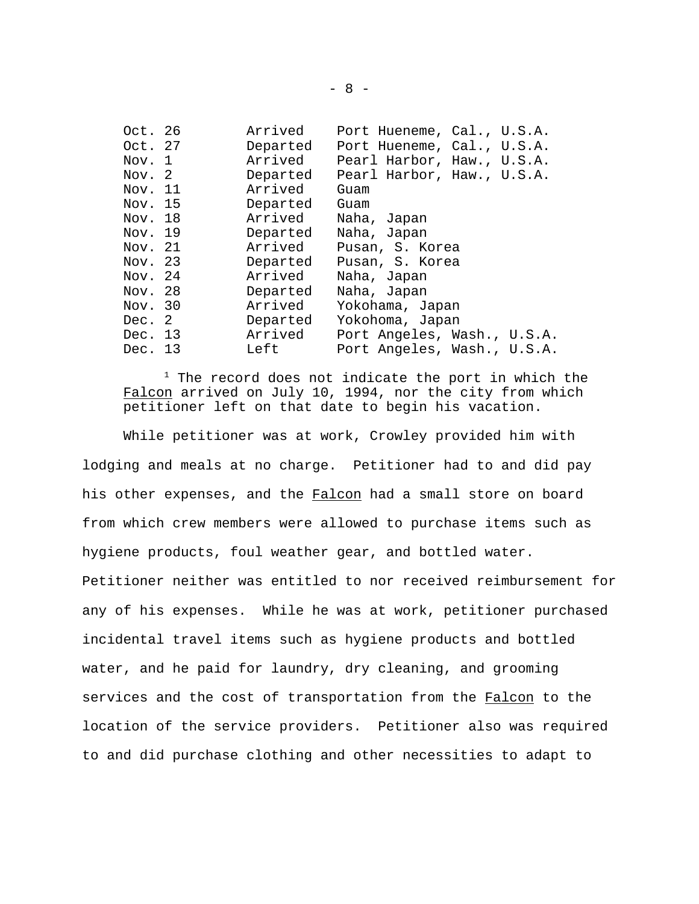| | | |
|---|---|---|
| Oct. 26 | Arrived | Port Hueneme, Cal., U.S.A. |
| Oct. 27 | Departed | Port Hueneme, Cal., U.S.A. |
| Nov. 1 | Arrived | Pearl Harbor, Haw., U.S.A. |
| Nov. 2 | Departed | Pearl Harbor, Haw., U.S.A. |
| Nov. 11 | Arrived | Guam |
| Nov. 15 | Departed | Guam |
| Nov. 18 | Arrived | Naha, Japan |
| Nov. 19 | Departed | Naha, Japan |
| Nov. 21 | Arrived | Pusan, S. Korea |
| Nov. 23 | Departed | Pusan, S. Korea |
| Nov. 24 | Arrived | Naha, Japan |
| Nov. 28 | Departed | Naha, Japan |
| Nov. 30 | Arrived | Yokohama, Japan |
| Dec. 2 | Departed | Yokohoma, Japan |
| Dec. 13 | Arrived | Port Angeles, Wash., U.S.A. |
| Dec. 13 | Left | Port Angeles, Wash., U.S.A. |

[1] The record does not indicate the port in which the Falcon arrived on July 10, 1994, nor the city from which petitioner left on that date to begin his vacation.

While petitioner was at work, Crowley provided him with lodging and meals at no charge. Petitioner had to and did pay his other expenses, and the Falcon had a small store on board from which crew members were allowed to purchase items such as hygiene products, foul weather gear, and bottled water. Petitioner neither was entitled to nor received reimbursement for any of his expenses. While he was at work, petitioner purchased incidental travel items such as hygiene products and bottled water, and he paid for laundry, dry cleaning, and grooming services and the cost of transportation from the Falcon to the location of the service providers. Petitioner also was required to and did purchase clothing and other necessities to adapt to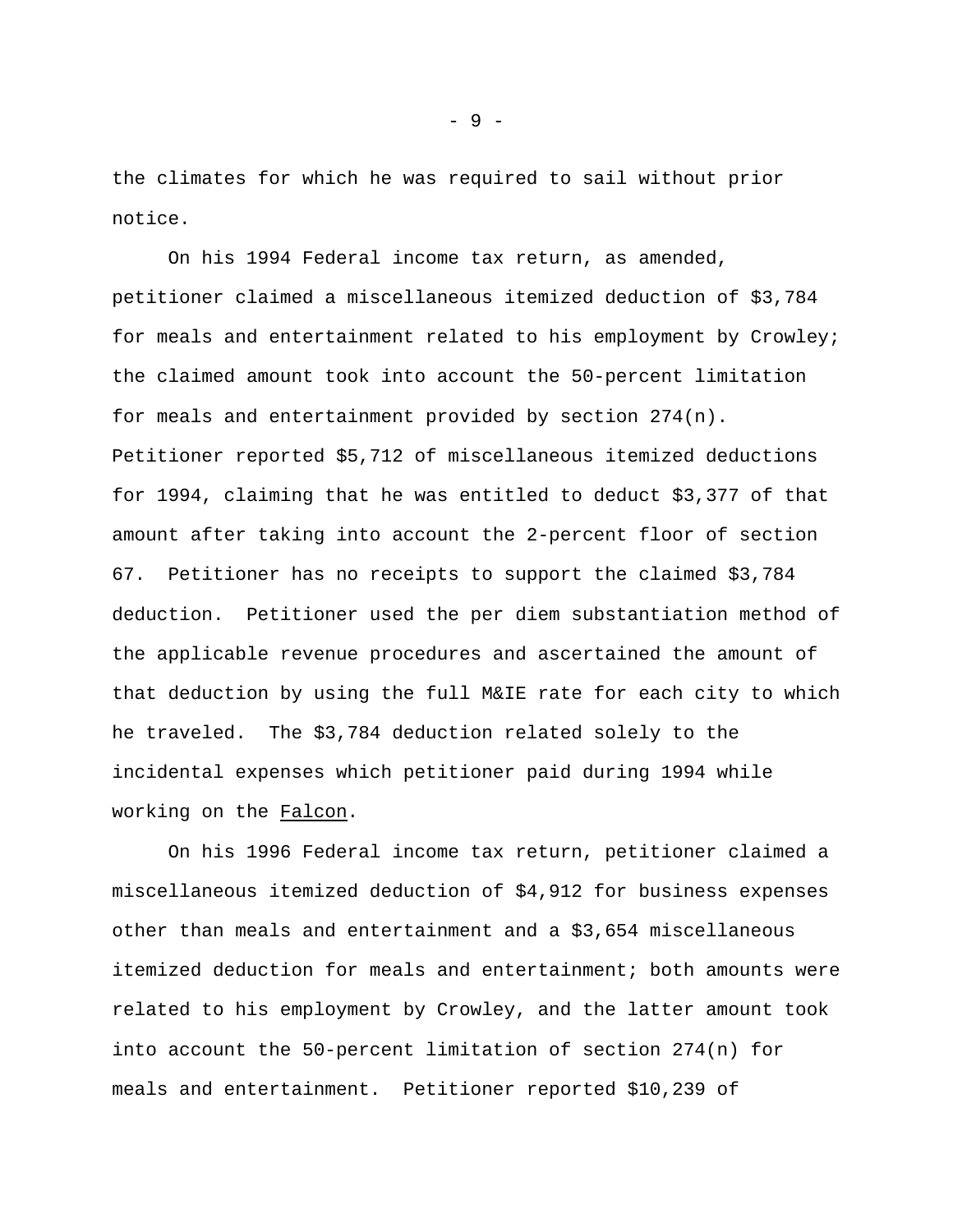the climates for which he was required to sail without prior notice.

On his 1994 Federal income tax return, as amended, petitioner claimed a miscellaneous itemized deduction of $3,784 for meals and entertainment related to his employment by Crowley; the claimed amount took into account the 50-percent limitation for meals and entertainment provided by section 274(n). Petitioner reported $5,712 of miscellaneous itemized deductions for 1994, claiming that he was entitled to deduct $3,377 of that amount after taking into account the 2-percent floor of section 67. Petitioner has no receipts to support the claimed $3,784 deduction. Petitioner used the per diem substantiation method of the applicable revenue procedures and ascertained the amount of that deduction by using the full M&IE rate for each city to which he traveled. The $3,784 deduction related solely to the incidental expenses which petitioner paid during 1994 while working on the Falcon.

On his 1996 Federal income tax return, petitioner claimed a miscellaneous itemized deduction of $4,912 for business expenses other than meals and entertainment and a $3,654 miscellaneous itemized deduction for meals and entertainment; both amounts were related to his employment by Crowley, and the latter amount took into account the 50-percent limitation of section 274(n) for meals and entertainment. Petitioner reported $10,239 of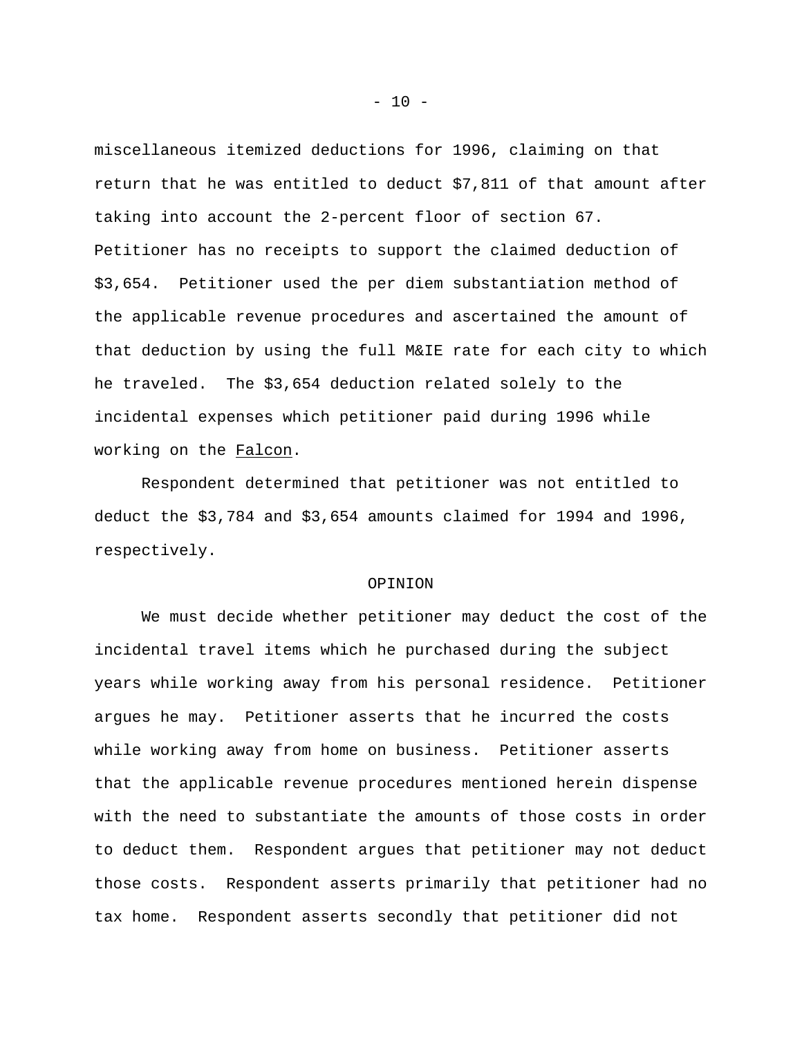miscellaneous itemized deductions for 1996, claiming on that return that he was entitled to deduct $7,811 of that amount after taking into account the 2-percent floor of section 67. Petitioner has no receipts to support the claimed deduction of $3,654. Petitioner used the per diem substantiation method of the applicable revenue procedures and ascertained the amount of that deduction by using the full M&IE rate for each city to which he traveled. The $3,654 deduction related solely to the incidental expenses which petitioner paid during 1996 while working on the _Falcon_.

Respondent determined that petitioner was not entitled to deduct the $3,784 and $3,654 amounts claimed for 1994 and 1996, respectively.

OPINION

We must decide whether petitioner may deduct the cost of the incidental travel items which he purchased during the subject years while working away from his personal residence. Petitioner argues he may. Petitioner asserts that he incurred the costs while working away from home on business. Petitioner asserts that the applicable revenue procedures mentioned herein dispense with the need to substantiate the amounts of those costs in order to deduct them. Respondent argues that petitioner may not deduct those costs. Respondent asserts primarily that petitioner had no tax home. Respondent asserts secondly that petitioner did not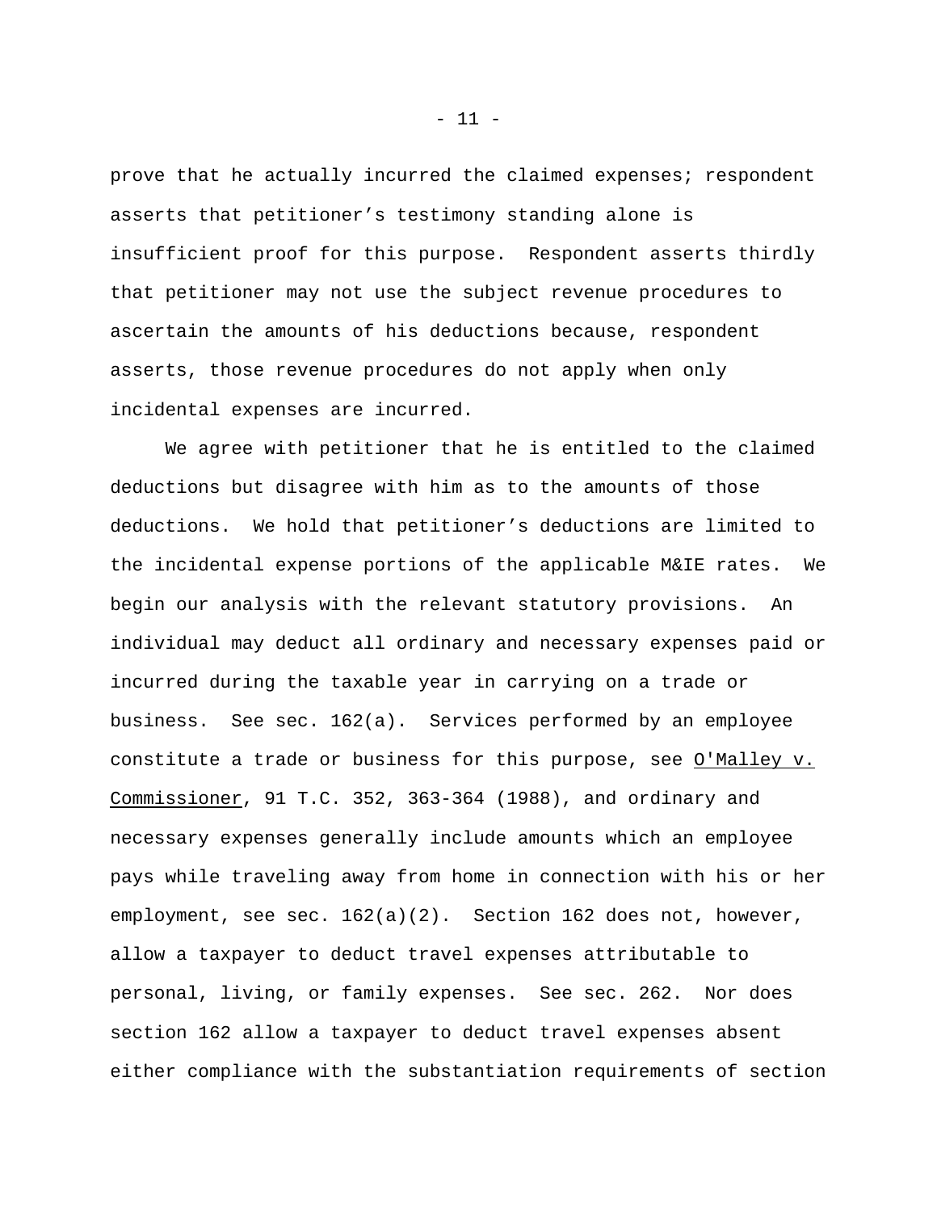prove that he actually incurred the claimed expenses; respondent asserts that petitioner's testimony standing alone is insufficient proof for this purpose. Respondent asserts thirdly that petitioner may not use the subject revenue procedures to ascertain the amounts of his deductions because, respondent asserts, those revenue procedures do not apply when only incidental expenses are incurred.

We agree with petitioner that he is entitled to the claimed deductions but disagree with him as to the amounts of those deductions. We hold that petitioner's deductions are limited to the incidental expense portions of the applicable M&IE rates. We begin our analysis with the relevant statutory provisions. An individual may deduct all ordinary and necessary expenses paid or incurred during the taxable year in carrying on a trade or business. See sec. 162(a). Services performed by an employee constitute a trade or business for this purpose, see O'Malley v. Commissioner, 91 T.C. 352, 363-364 (1988), and ordinary and necessary expenses generally include amounts which an employee pays while traveling away from home in connection with his or her employment, see sec. 162(a)(2). Section 162 does not, however, allow a taxpayer to deduct travel expenses attributable to personal, living, or family expenses. See sec. 262. Nor does section 162 allow a taxpayer to deduct travel expenses absent either compliance with the substantiation requirements of section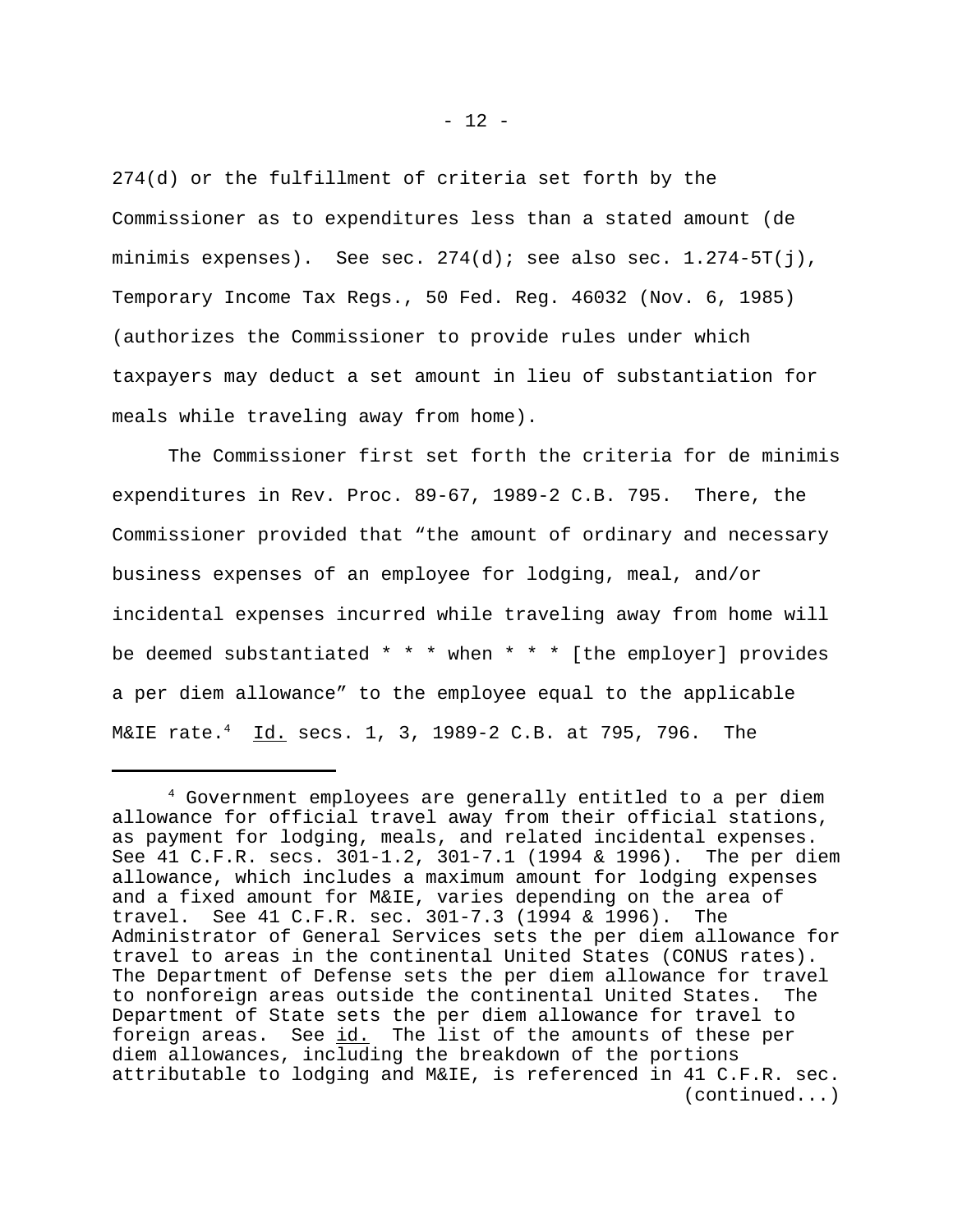274(d) or the fulfillment of criteria set forth by the Commissioner as to expenditures less than a stated amount (de minimis expenses). See sec. 274(d); see also sec. 1.274-5T(j), Temporary Income Tax Regs., 50 Fed. Reg. 46032 (Nov. 6, 1985) (authorizes the Commissioner to provide rules under which taxpayers may deduct a set amount in lieu of substantiation for meals while traveling away from home).

The Commissioner first set forth the criteria for de minimis expenditures in Rev. Proc. 89-67, 1989-2 C.B. 795. There, the Commissioner provided that "the amount of ordinary and necessary business expenses of an employee for lodging, meal, and/or incidental expenses incurred while traveling away from home will be deemed substantiated * * * when * * * [the employer] provides a per diem allowance" to the employee equal to the applicable M&IE rate.[4] Id. secs. 1, 3, 1989-2 C.B. at 795, 796. The

---

[4] Government employees are generally entitled to a per diem allowance for official travel away from their official stations, as payment for lodging, meals, and related incidental expenses. See 41 C.F.R. secs. 301-1.2, 301-7.1 (1994 & 1996). The per diem allowance, which includes a maximum amount for lodging expenses and a fixed amount for M&IE, varies depending on the area of travel. See 41 C.F.R. sec. 301-7.3 (1994 & 1996). The Administrator of General Services sets the per diem allowance for travel to areas in the continental United States (CONUS rates). The Department of Defense sets the per diem allowance for travel to nonforeign areas outside the continental United States. The Department of State sets the per diem allowance for travel to foreign areas. See id. The list of the amounts of these per diem allowances, including the breakdown of the portions attributable to lodging and M&IE, is referenced in 41 C.F.R. sec. (continued...)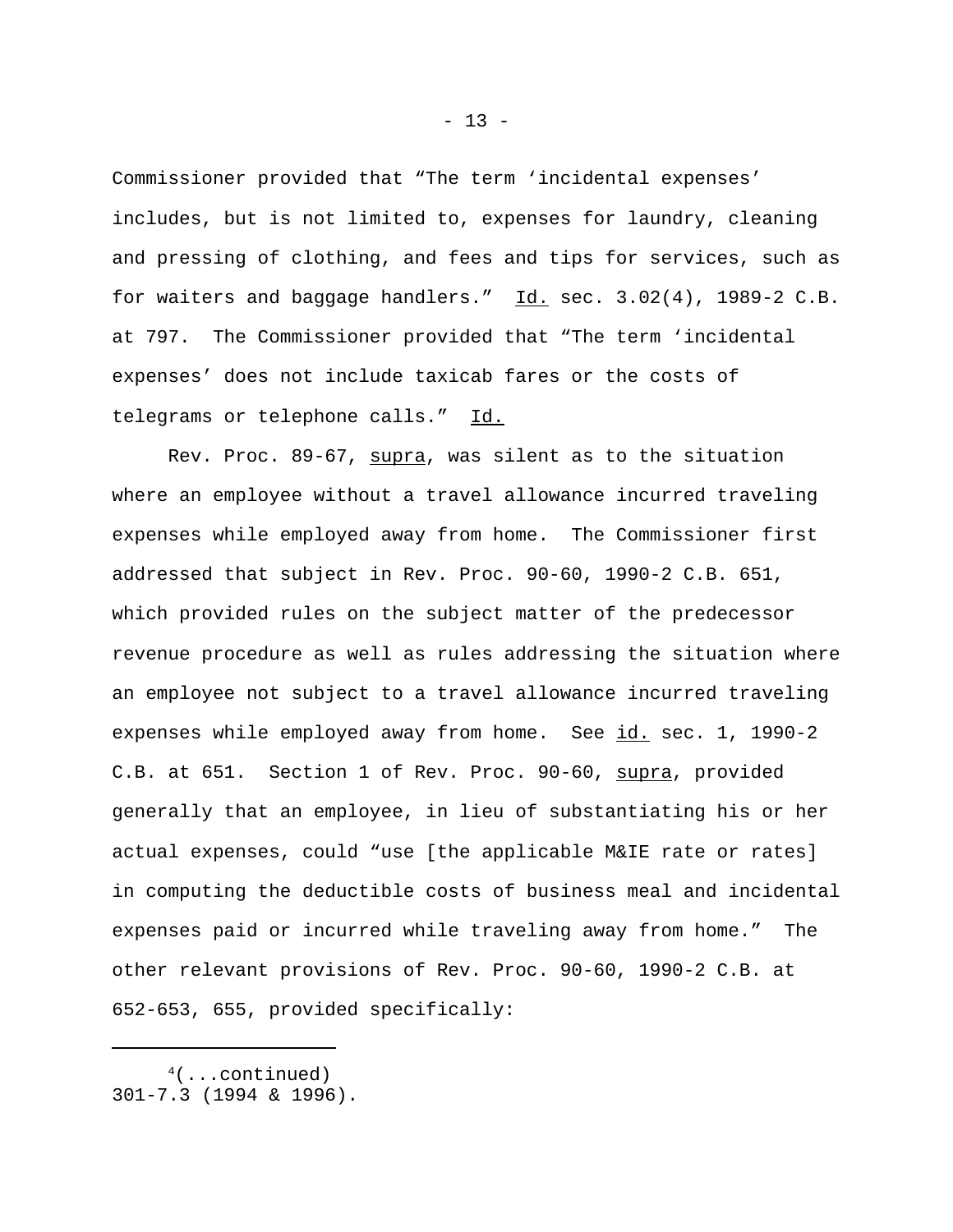Commissioner provided that "The term 'incidental expenses' includes, but is not limited to, expenses for laundry, cleaning and pressing of clothing, and fees and tips for services, such as for waiters and baggage handlers." Id. sec. 3.02(4), 1989-2 C.B. at 797. The Commissioner provided that "The term 'incidental expenses' does not include taxicab fares or the costs of telegrams or telephone calls." Id.

Rev. Proc. 89-67, supra, was silent as to the situation where an employee without a travel allowance incurred traveling expenses while employed away from home. The Commissioner first addressed that subject in Rev. Proc. 90-60, 1990-2 C.B. 651, which provided rules on the subject matter of the predecessor revenue procedure as well as rules addressing the situation where an employee not subject to a travel allowance incurred traveling expenses while employed away from home. See id. sec. 1, 1990-2 C.B. at 651. Section 1 of Rev. Proc. 90-60, supra, provided generally that an employee, in lieu of substantiating his or her actual expenses, could "use [the applicable M&IE rate or rates] in computing the deductible costs of business meal and incidental expenses paid or incurred while traveling away from home." The other relevant provisions of Rev. Proc. 90-60, 1990-2 C.B. at 652-653, 655, provided specifically:

---

[4](...continued)
301-7.3 (1994 & 1996).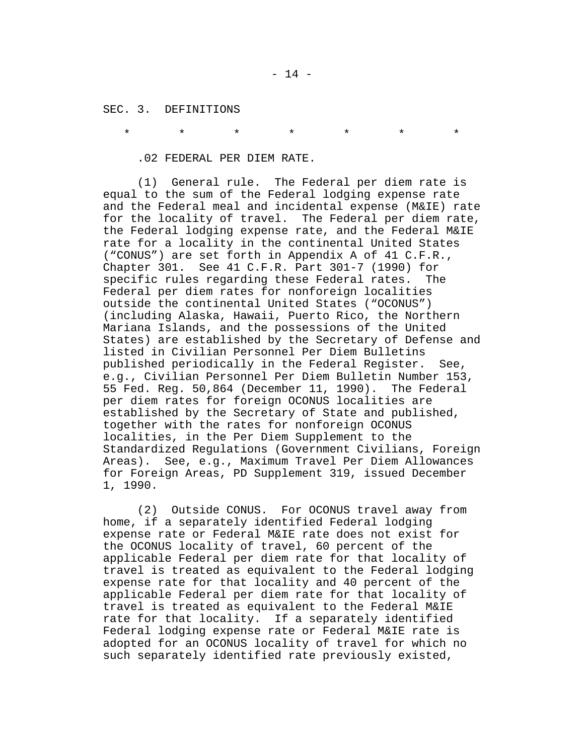SEC. 3. DEFINITIONS

\*       \*       \*       \*       \*       \*       \*

.02 FEDERAL PER DIEM RATE.

(1) General rule. The Federal per diem rate is equal to the sum of the Federal lodging expense rate and the Federal meal and incidental expense (M&IE) rate for the locality of travel. The Federal per diem rate, the Federal lodging expense rate, and the Federal M&IE rate for a locality in the continental United States ("CONUS") are set forth in Appendix A of 41 C.F.R., Chapter 301. See 41 C.F.R. Part 301-7 (1990) for specific rules regarding these Federal rates. The Federal per diem rates for nonforeign localities outside the continental United States ("OCONUS") (including Alaska, Hawaii, Puerto Rico, the Northern Mariana Islands, and the possessions of the United States) are established by the Secretary of Defense and listed in Civilian Personnel Per Diem Bulletins published periodically in the Federal Register. See, e.g., Civilian Personnel Per Diem Bulletin Number 153, 55 Fed. Reg. 50,864 (December 11, 1990). The Federal per diem rates for foreign OCONUS localities are established by the Secretary of State and published, together with the rates for nonforeign OCONUS localities, in the Per Diem Supplement to the Standardized Regulations (Government Civilians, Foreign Areas). See, e.g., Maximum Travel Per Diem Allowances for Foreign Areas, PD Supplement 319, issued December 1, 1990.

(2) Outside CONUS. For OCONUS travel away from home, if a separately identified Federal lodging expense rate or Federal M&IE rate does not exist for the OCONUS locality of travel, 60 percent of the applicable Federal per diem rate for that locality of travel is treated as equivalent to the Federal lodging expense rate for that locality and 40 percent of the applicable Federal per diem rate for that locality of travel is treated as equivalent to the Federal M&IE rate for that locality. If a separately identified Federal lodging expense rate or Federal M&IE rate is adopted for an OCONUS locality of travel for which no such separately identified rate previously existed,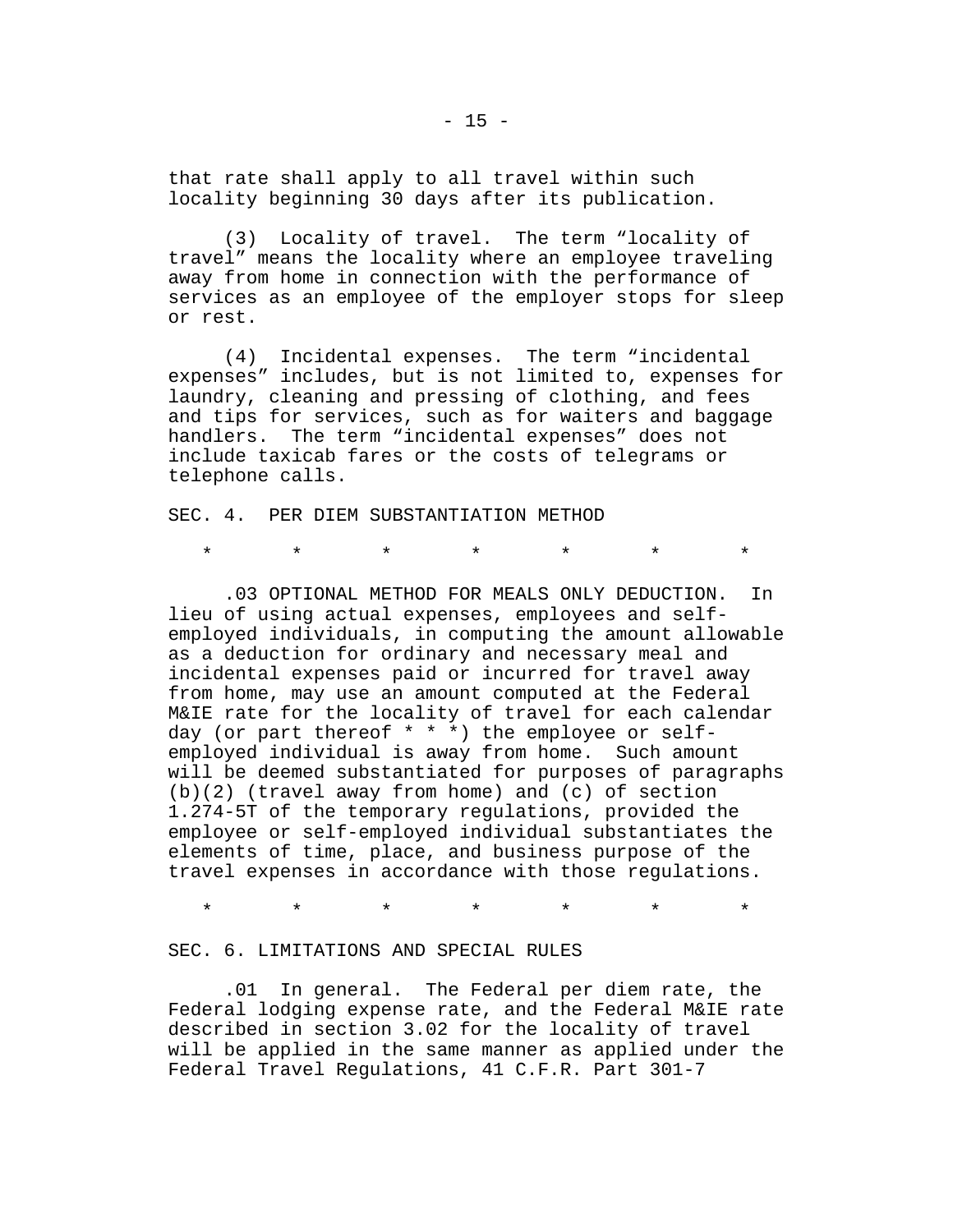that rate shall apply to all travel within such locality beginning 30 days after its publication.

(3) Locality of travel. The term "locality of travel" means the locality where an employee traveling away from home in connection with the performance of services as an employee of the employer stops for sleep or rest.

(4) Incidental expenses. The term "incidental expenses" includes, but is not limited to, expenses for laundry, cleaning and pressing of clothing, and fees and tips for services, such as for waiters and baggage handlers. The term "incidental expenses" does not include taxicab fares or the costs of telegrams or telephone calls.

SEC. 4. PER DIEM SUBSTANTIATION METHOD

\* \* \* \* \* \* \*

.03 OPTIONAL METHOD FOR MEALS ONLY DEDUCTION. In lieu of using actual expenses, employees and self-employed individuals, in computing the amount allowable as a deduction for ordinary and necessary meal and incidental expenses paid or incurred for travel away from home, may use an amount computed at the Federal M&IE rate for the locality of travel for each calendar day (or part thereof * * *) the employee or self-employed individual is away from home. Such amount will be deemed substantiated for purposes of paragraphs (b)(2) (travel away from home) and (c) of section 1.274-5T of the temporary regulations, provided the employee or self-employed individual substantiates the elements of time, place, and business purpose of the travel expenses in accordance with those regulations.

\* \* \* \* \* \* \*

SEC. 6. LIMITATIONS AND SPECIAL RULES

.01 In general. The Federal per diem rate, the Federal lodging expense rate, and the Federal M&IE rate described in section 3.02 for the locality of travel will be applied in the same manner as applied under the Federal Travel Regulations, 41 C.F.R. Part 301-7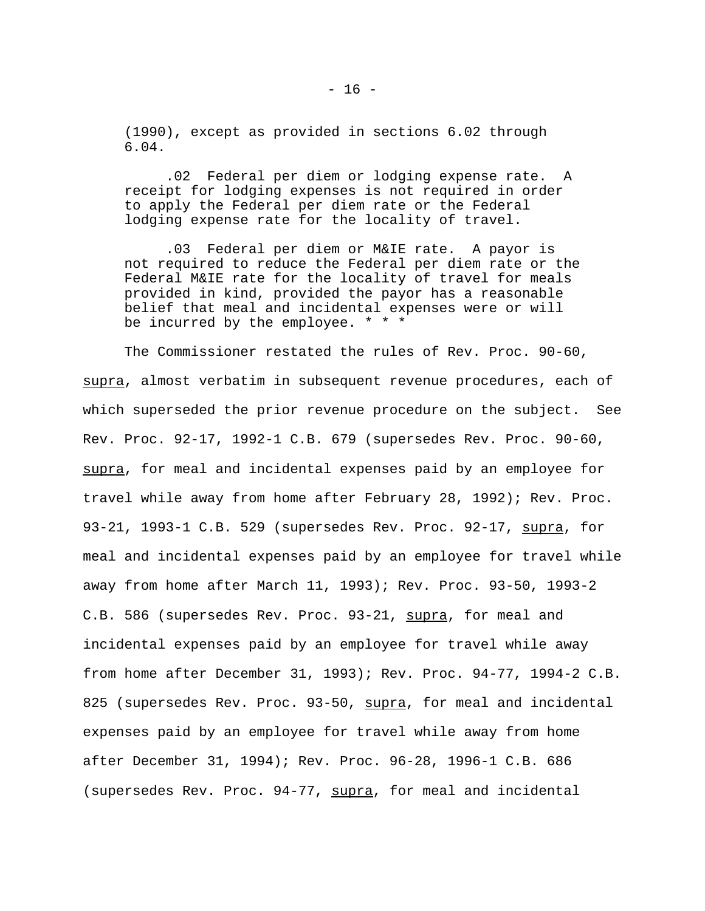> (1990), except as provided in sections 6.02 through 6.04.
>
> .02 Federal per diem or lodging expense rate. A receipt for lodging expenses is not required in order to apply the Federal per diem rate or the Federal lodging expense rate for the locality of travel.
>
> .03 Federal per diem or M&IE rate. A payor is not required to reduce the Federal per diem rate or the Federal M&IE rate for the locality of travel for meals provided in kind, provided the payor has a reasonable belief that meal and incidental expenses were or will be incurred by the employee. * * *

The Commissioner restated the rules of Rev. Proc. 90-60, supra, almost verbatim in subsequent revenue procedures, each of which superseded the prior revenue procedure on the subject. See Rev. Proc. 92-17, 1992-1 C.B. 679 (supersedes Rev. Proc. 90-60, supra, for meal and incidental expenses paid by an employee for travel while away from home after February 28, 1992); Rev. Proc. 93-21, 1993-1 C.B. 529 (supersedes Rev. Proc. 92-17, supra, for meal and incidental expenses paid by an employee for travel while away from home after March 11, 1993); Rev. Proc. 93-50, 1993-2 C.B. 586 (supersedes Rev. Proc. 93-21, supra, for meal and incidental expenses paid by an employee for travel while away from home after December 31, 1993); Rev. Proc. 94-77, 1994-2 C.B. 825 (supersedes Rev. Proc. 93-50, supra, for meal and incidental expenses paid by an employee for travel while away from home after December 31, 1994); Rev. Proc. 96-28, 1996-1 C.B. 686 (supersedes Rev. Proc. 94-77, supra, for meal and incidental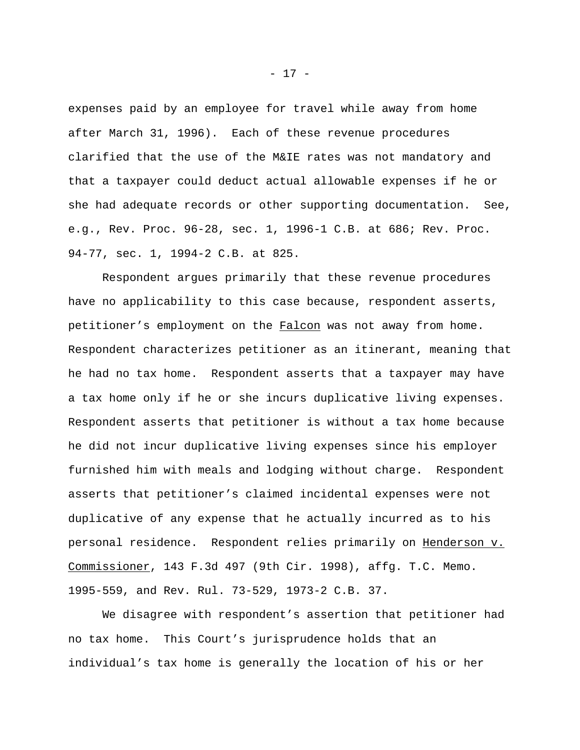expenses paid by an employee for travel while away from home after March 31, 1996). Each of these revenue procedures clarified that the use of the M&IE rates was not mandatory and that a taxpayer could deduct actual allowable expenses if he or she had adequate records or other supporting documentation. See, e.g., Rev. Proc. 96-28, sec. 1, 1996-1 C.B. at 686; Rev. Proc. 94-77, sec. 1, 1994-2 C.B. at 825.

Respondent argues primarily that these revenue procedures have no applicability to this case because, respondent asserts, petitioner's employment on the _Falcon_ was not away from home. Respondent characterizes petitioner as an itinerant, meaning that he had no tax home. Respondent asserts that a taxpayer may have a tax home only if he or she incurs duplicative living expenses. Respondent asserts that petitioner is without a tax home because he did not incur duplicative living expenses since his employer furnished him with meals and lodging without charge. Respondent asserts that petitioner's claimed incidental expenses were not duplicative of any expense that he actually incurred as to his personal residence. Respondent relies primarily on _Henderson v. Commissioner_, 143 F.3d 497 (9th Cir. 1998), affg. T.C. Memo. 1995-559, and Rev. Rul. 73-529, 1973-2 C.B. 37.

We disagree with respondent's assertion that petitioner had no tax home. This Court's jurisprudence holds that an individual's tax home is generally the location of his or her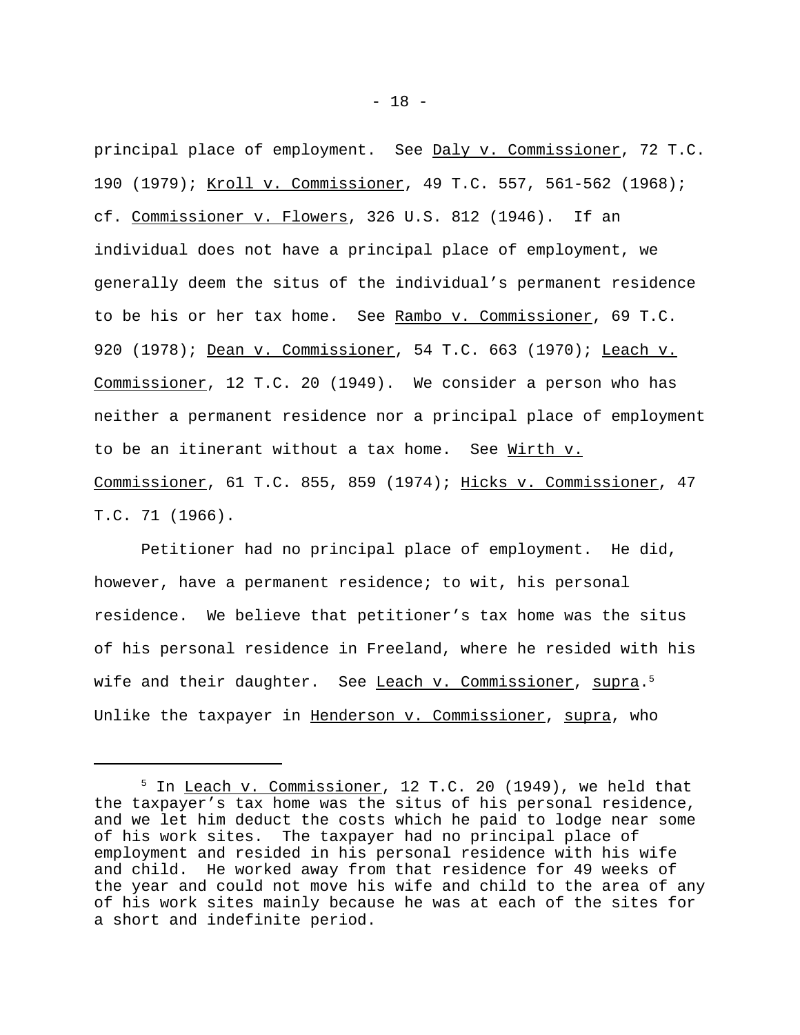principal place of employment. See Daly v. Commissioner, 72 T.C. 190 (1979); Kroll v. Commissioner, 49 T.C. 557, 561-562 (1968); cf. Commissioner v. Flowers, 326 U.S. 812 (1946). If an individual does not have a principal place of employment, we generally deem the situs of the individual's permanent residence to be his or her tax home. See Rambo v. Commissioner, 69 T.C. 920 (1978); Dean v. Commissioner, 54 T.C. 663 (1970); Leach v. Commissioner, 12 T.C. 20 (1949). We consider a person who has neither a permanent residence nor a principal place of employment to be an itinerant without a tax home. See Wirth v. Commissioner, 61 T.C. 855, 859 (1974); Hicks v. Commissioner, 47 T.C. 71 (1966).

Petitioner had no principal place of employment. He did, however, have a permanent residence; to wit, his personal residence. We believe that petitioner's tax home was the situs of his personal residence in Freeland, where he resided with his wife and their daughter. See Leach v. Commissioner, supra.[5] Unlike the taxpayer in Henderson v. Commissioner, supra, who

---

[5] In Leach v. Commissioner, 12 T.C. 20 (1949), we held that the taxpayer's tax home was the situs of his personal residence, and we let him deduct the costs which he paid to lodge near some of his work sites. The taxpayer had no principal place of employment and resided in his personal residence with his wife and child. He worked away from that residence for 49 weeks of the year and could not move his wife and child to the area of any of his work sites mainly because he was at each of the sites for a short and indefinite period.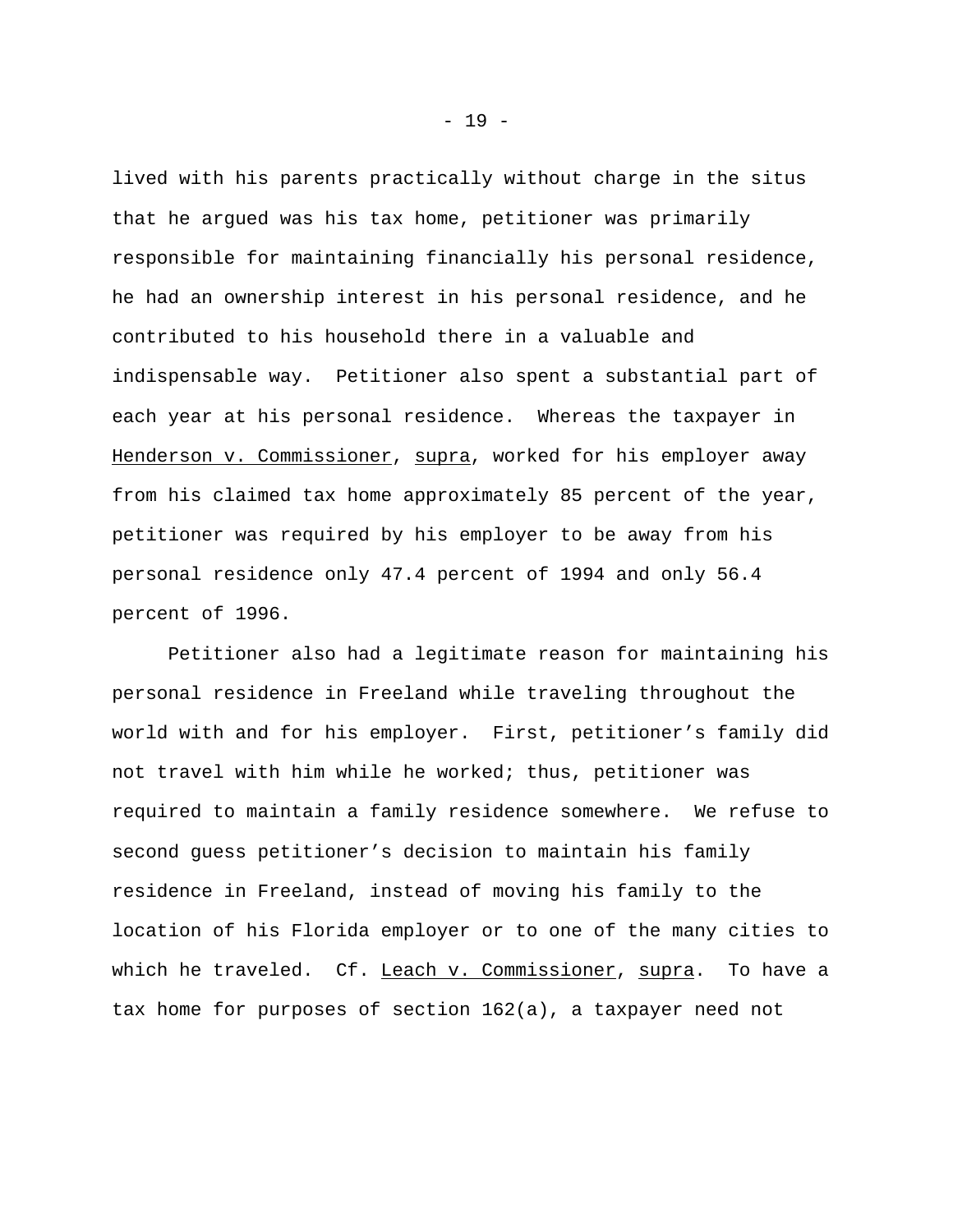lived with his parents practically without charge in the situs that he argued was his tax home, petitioner was primarily responsible for maintaining financially his personal residence, he had an ownership interest in his personal residence, and he contributed to his household there in a valuable and indispensable way. Petitioner also spent a substantial part of each year at his personal residence. Whereas the taxpayer in Henderson v. Commissioner, supra, worked for his employer away from his claimed tax home approximately 85 percent of the year, petitioner was required by his employer to be away from his personal residence only 47.4 percent of 1994 and only 56.4 percent of 1996.

Petitioner also had a legitimate reason for maintaining his personal residence in Freeland while traveling throughout the world with and for his employer. First, petitioner's family did not travel with him while he worked; thus, petitioner was required to maintain a family residence somewhere. We refuse to second guess petitioner's decision to maintain his family residence in Freeland, instead of moving his family to the location of his Florida employer or to one of the many cities to which he traveled. Cf. Leach v. Commissioner, supra. To have a tax home for purposes of section 162(a), a taxpayer need not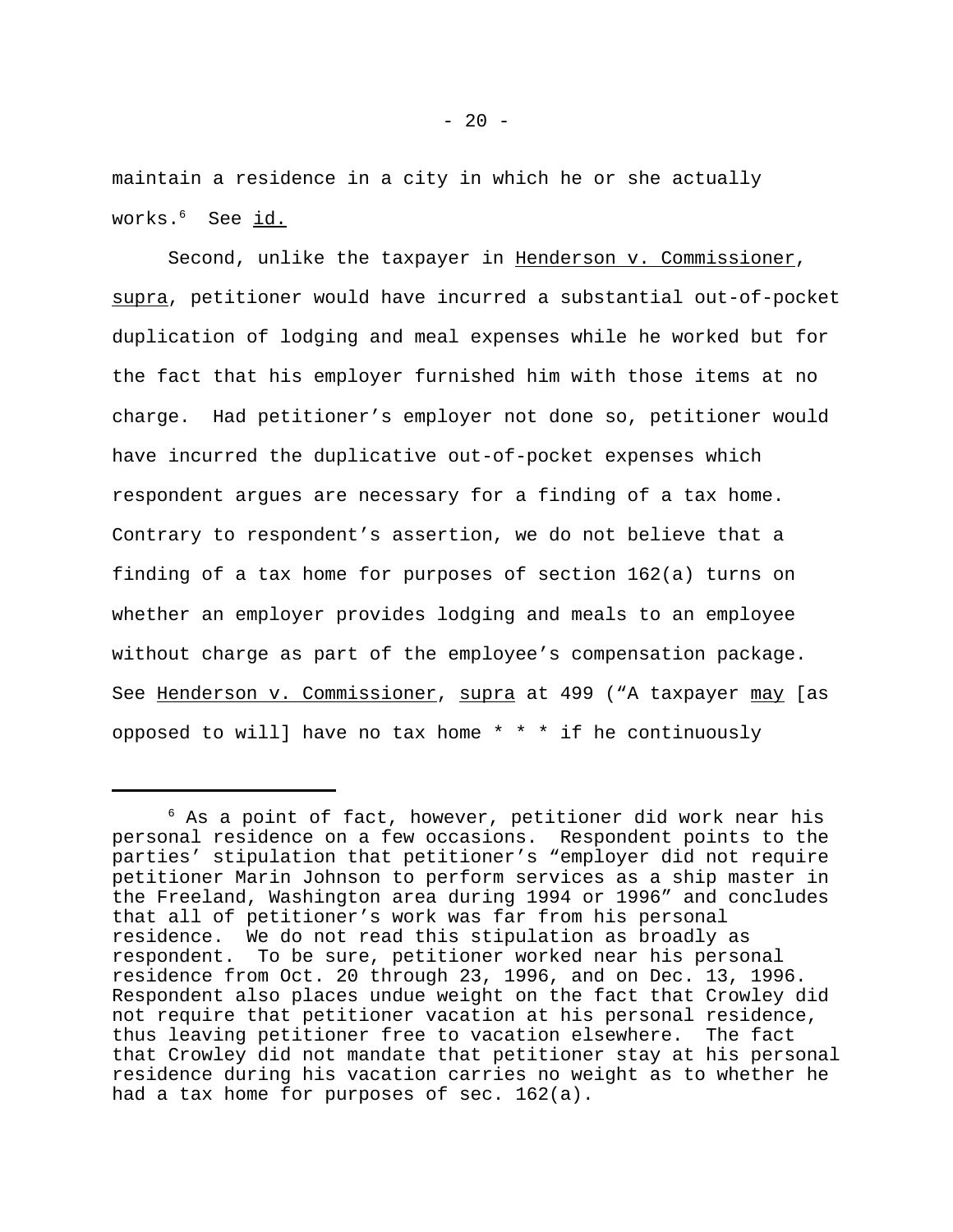maintain a residence in a city in which he or she actually works.[6] See id.

Second, unlike the taxpayer in Henderson v. Commissioner, supra, petitioner would have incurred a substantial out-of-pocket duplication of lodging and meal expenses while he worked but for the fact that his employer furnished him with those items at no charge. Had petitioner's employer not done so, petitioner would have incurred the duplicative out-of-pocket expenses which respondent argues are necessary for a finding of a tax home. Contrary to respondent's assertion, we do not believe that a finding of a tax home for purposes of section 162(a) turns on whether an employer provides lodging and meals to an employee without charge as part of the employee's compensation package. See Henderson v. Commissioner, supra at 499 ("A taxpayer may [as opposed to will] have no tax home * * * if he continuously

---

[6] As a point of fact, however, petitioner did work near his personal residence on a few occasions. Respondent points to the parties' stipulation that petitioner's "employer did not require petitioner Marin Johnson to perform services as a ship master in the Freeland, Washington area during 1994 or 1996" and concludes that all of petitioner's work was far from his personal residence. We do not read this stipulation as broadly as respondent. To be sure, petitioner worked near his personal residence from Oct. 20 through 23, 1996, and on Dec. 13, 1996. Respondent also places undue weight on the fact that Crowley did not require that petitioner vacation at his personal residence, thus leaving petitioner free to vacation elsewhere. The fact that Crowley did not mandate that petitioner stay at his personal residence during his vacation carries no weight as to whether he had a tax home for purposes of sec. 162(a).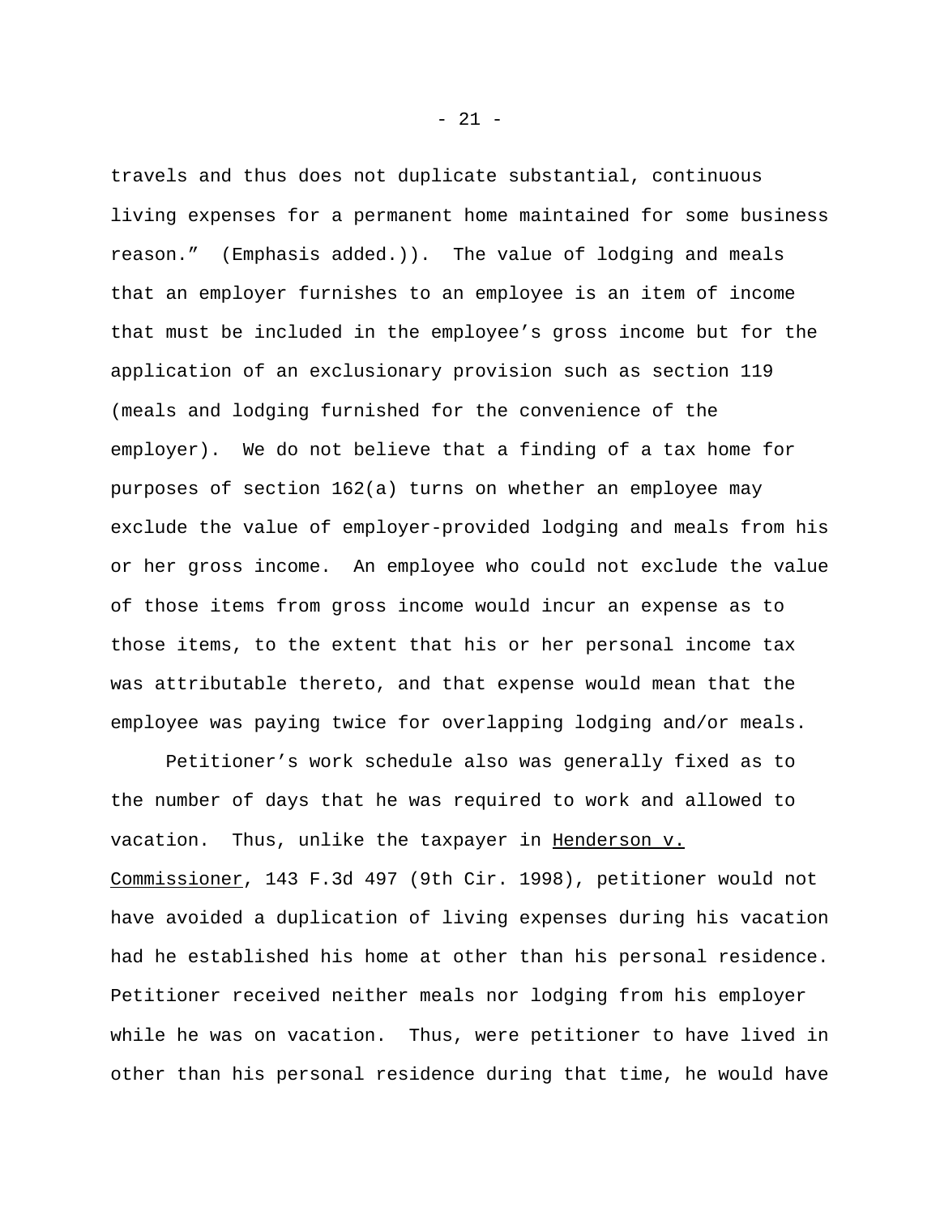travels and thus does not duplicate substantial, continuous living expenses for a permanent home maintained for some business reason." (Emphasis added.)). The value of lodging and meals that an employer furnishes to an employee is an item of income that must be included in the employee's gross income but for the application of an exclusionary provision such as section 119 (meals and lodging furnished for the convenience of the employer). We do not believe that a finding of a tax home for purposes of section 162(a) turns on whether an employee may exclude the value of employer-provided lodging and meals from his or her gross income. An employee who could not exclude the value of those items from gross income would incur an expense as to those items, to the extent that his or her personal income tax was attributable thereto, and that expense would mean that the employee was paying twice for overlapping lodging and/or meals.

Petitioner's work schedule also was generally fixed as to the number of days that he was required to work and allowed to vacation. Thus, unlike the taxpayer in Henderson v. Commissioner, 143 F.3d 497 (9th Cir. 1998), petitioner would not have avoided a duplication of living expenses during his vacation had he established his home at other than his personal residence. Petitioner received neither meals nor lodging from his employer while he was on vacation. Thus, were petitioner to have lived in other than his personal residence during that time, he would have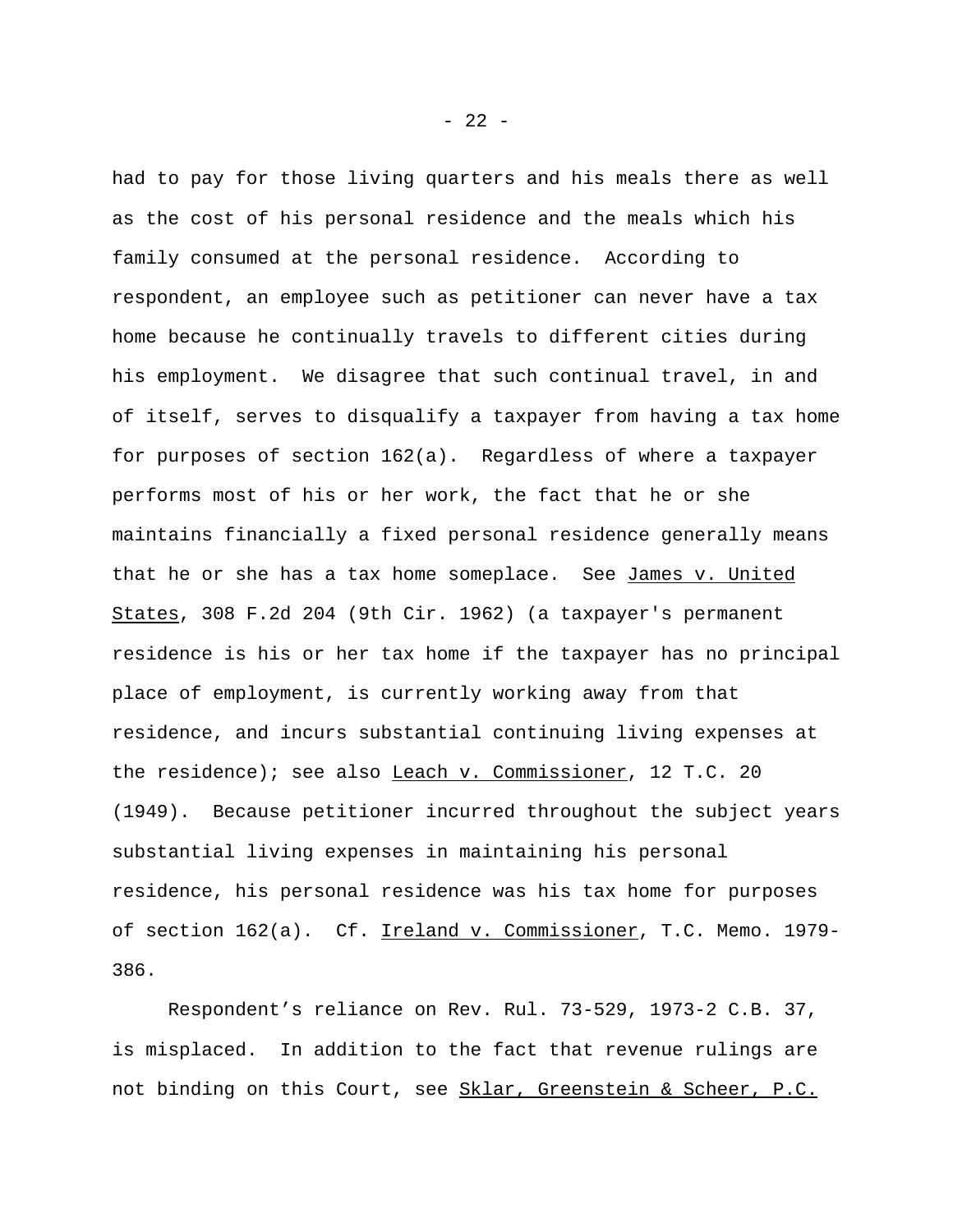had to pay for those living quarters and his meals there as well as the cost of his personal residence and the meals which his family consumed at the personal residence. According to respondent, an employee such as petitioner can never have a tax home because he continually travels to different cities during his employment. We disagree that such continual travel, in and of itself, serves to disqualify a taxpayer from having a tax home for purposes of section 162(a). Regardless of where a taxpayer performs most of his or her work, the fact that he or she maintains financially a fixed personal residence generally means that he or she has a tax home someplace. See James v. United States, 308 F.2d 204 (9th Cir. 1962) (a taxpayer's permanent residence is his or her tax home if the taxpayer has no principal place of employment, is currently working away from that residence, and incurs substantial continuing living expenses at the residence); see also Leach v. Commissioner, 12 T.C. 20 (1949). Because petitioner incurred throughout the subject years substantial living expenses in maintaining his personal residence, his personal residence was his tax home for purposes of section 162(a). Cf. Ireland v. Commissioner, T.C. Memo. 1979-386.

Respondent's reliance on Rev. Rul. 73-529, 1973-2 C.B. 37, is misplaced. In addition to the fact that revenue rulings are not binding on this Court, see Sklar, Greenstein & Scheer, P.C.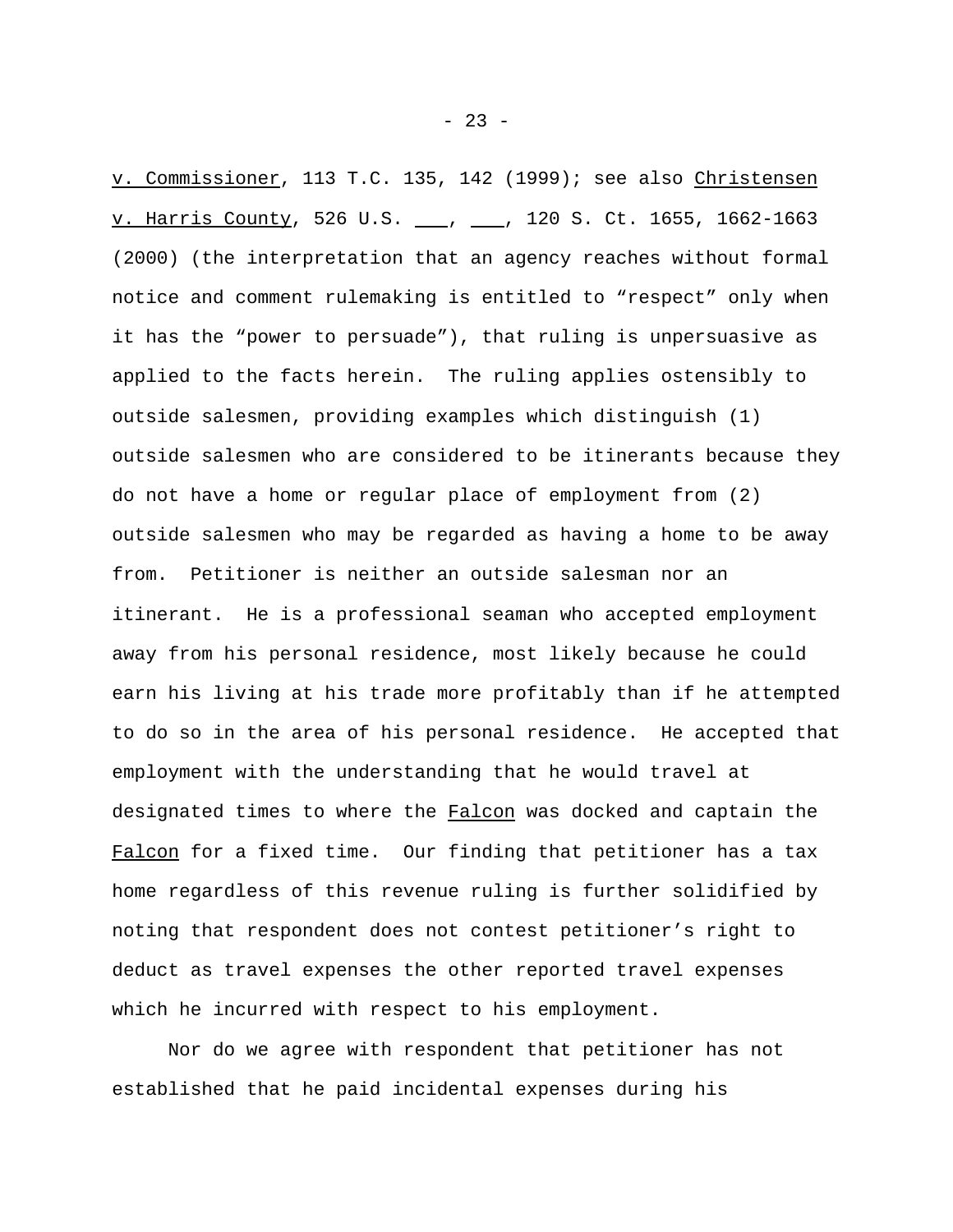v. Commissioner, 113 T.C. 135, 142 (1999); see also Christensen v. Harris County, 526 U.S. ___, ___, 120 S. Ct. 1655, 1662-1663 (2000) (the interpretation that an agency reaches without formal notice and comment rulemaking is entitled to "respect" only when it has the "power to persuade"), that ruling is unpersuasive as applied to the facts herein. The ruling applies ostensibly to outside salesmen, providing examples which distinguish (1) outside salesmen who are considered to be itinerants because they do not have a home or regular place of employment from (2) outside salesmen who may be regarded as having a home to be away from. Petitioner is neither an outside salesman nor an itinerant. He is a professional seaman who accepted employment away from his personal residence, most likely because he could earn his living at his trade more profitably than if he attempted to do so in the area of his personal residence. He accepted that employment with the understanding that he would travel at designated times to where the Falcon was docked and captain the Falcon for a fixed time. Our finding that petitioner has a tax home regardless of this revenue ruling is further solidified by noting that respondent does not contest petitioner's right to deduct as travel expenses the other reported travel expenses which he incurred with respect to his employment.

Nor do we agree with respondent that petitioner has not established that he paid incidental expenses during his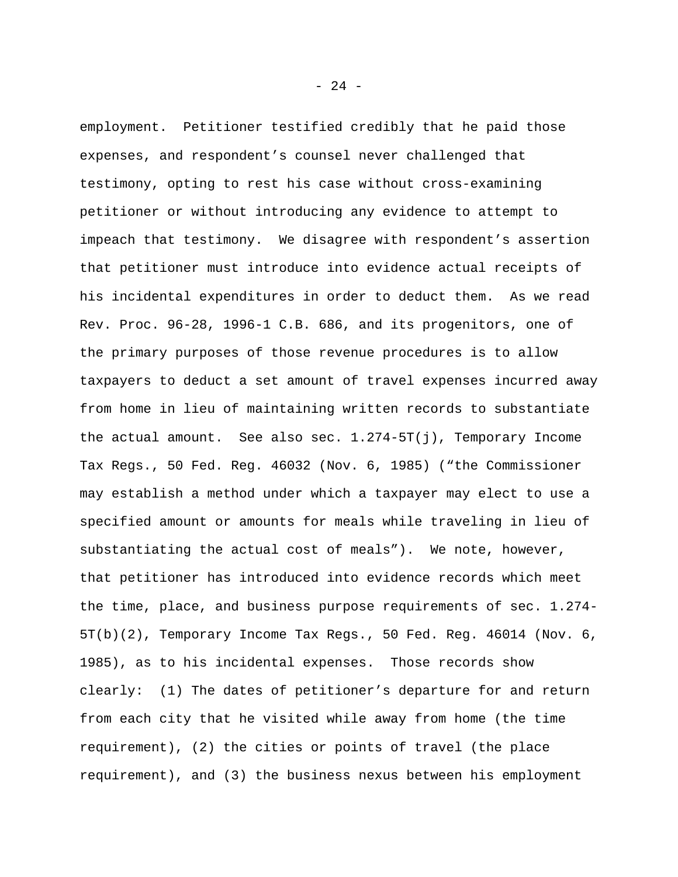employment. Petitioner testified credibly that he paid those expenses, and respondent's counsel never challenged that testimony, opting to rest his case without cross-examining petitioner or without introducing any evidence to attempt to impeach that testimony. We disagree with respondent's assertion that petitioner must introduce into evidence actual receipts of his incidental expenditures in order to deduct them. As we read Rev. Proc. 96-28, 1996-1 C.B. 686, and its progenitors, one of the primary purposes of those revenue procedures is to allow taxpayers to deduct a set amount of travel expenses incurred away from home in lieu of maintaining written records to substantiate the actual amount. See also sec. 1.274-5T(j), Temporary Income Tax Regs., 50 Fed. Reg. 46032 (Nov. 6, 1985) ("the Commissioner may establish a method under which a taxpayer may elect to use a specified amount or amounts for meals while traveling in lieu of substantiating the actual cost of meals"). We note, however, that petitioner has introduced into evidence records which meet the time, place, and business purpose requirements of sec. 1.274-5T(b)(2), Temporary Income Tax Regs., 50 Fed. Reg. 46014 (Nov. 6, 1985), as to his incidental expenses. Those records show clearly: (1) The dates of petitioner's departure for and return from each city that he visited while away from home (the time requirement), (2) the cities or points of travel (the place requirement), and (3) the business nexus between his employment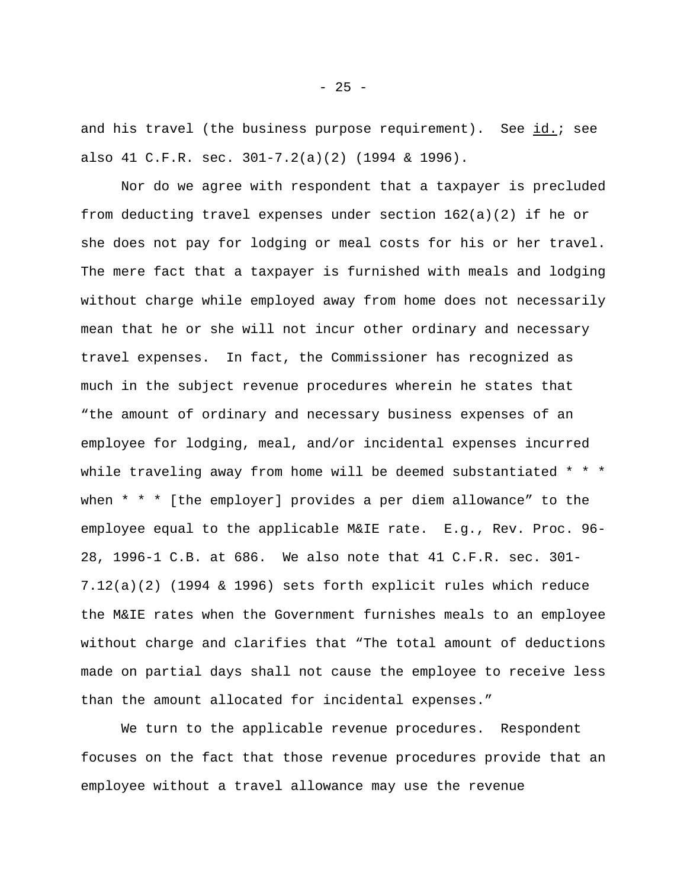and his travel (the business purpose requirement). See _id._; see also 41 C.F.R. sec. 301-7.2(a)(2) (1994 & 1996).

Nor do we agree with respondent that a taxpayer is precluded from deducting travel expenses under section 162(a)(2) if he or she does not pay for lodging or meal costs for his or her travel. The mere fact that a taxpayer is furnished with meals and lodging without charge while employed away from home does not necessarily mean that he or she will not incur other ordinary and necessary travel expenses. In fact, the Commissioner has recognized as much in the subject revenue procedures wherein he states that "the amount of ordinary and necessary business expenses of an employee for lodging, meal, and/or incidental expenses incurred while traveling away from home will be deemed substantiated * * * when * * * [the employer] provides a per diem allowance" to the employee equal to the applicable M&IE rate. E.g., Rev. Proc. 96-28, 1996-1 C.B. at 686. We also note that 41 C.F.R. sec. 301-7.12(a)(2) (1994 & 1996) sets forth explicit rules which reduce the M&IE rates when the Government furnishes meals to an employee without charge and clarifies that "The total amount of deductions made on partial days shall not cause the employee to receive less than the amount allocated for incidental expenses."

We turn to the applicable revenue procedures. Respondent focuses on the fact that those revenue procedures provide that an employee without a travel allowance may use the revenue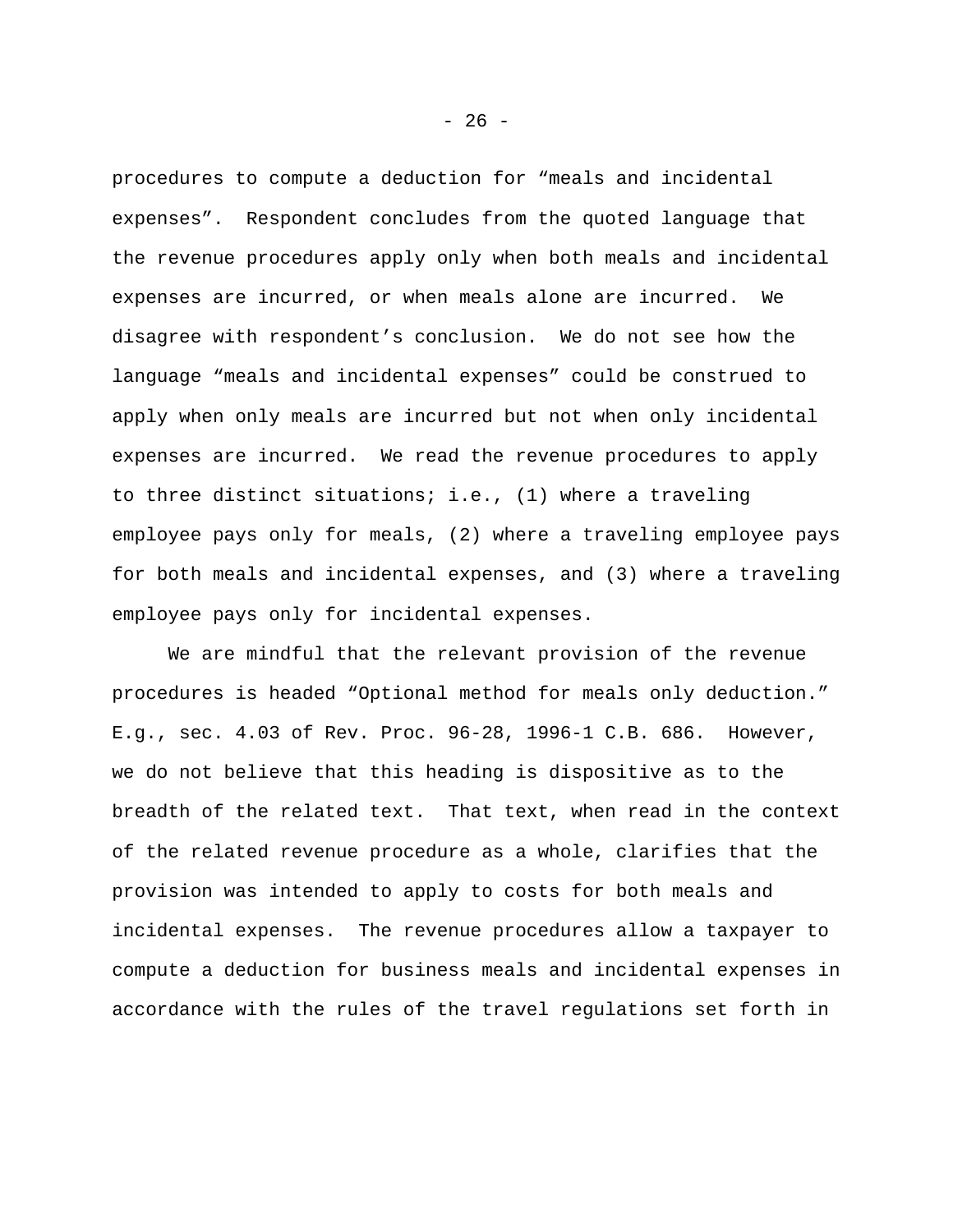procedures to compute a deduction for “meals and incidental expenses”. Respondent concludes from the quoted language that the revenue procedures apply only when both meals and incidental expenses are incurred, or when meals alone are incurred. We disagree with respondent’s conclusion. We do not see how the language “meals and incidental expenses” could be construed to apply when only meals are incurred but not when only incidental expenses are incurred. We read the revenue procedures to apply to three distinct situations; i.e., (1) where a traveling employee pays only for meals, (2) where a traveling employee pays for both meals and incidental expenses, and (3) where a traveling employee pays only for incidental expenses.

We are mindful that the relevant provision of the revenue procedures is headed “Optional method for meals only deduction.” E.g., sec. 4.03 of Rev. Proc. 96-28, 1996-1 C.B. 686. However, we do not believe that this heading is dispositive as to the breadth of the related text. That text, when read in the context of the related revenue procedure as a whole, clarifies that the provision was intended to apply to costs for both meals and incidental expenses. The revenue procedures allow a taxpayer to compute a deduction for business meals and incidental expenses in accordance with the rules of the travel regulations set forth in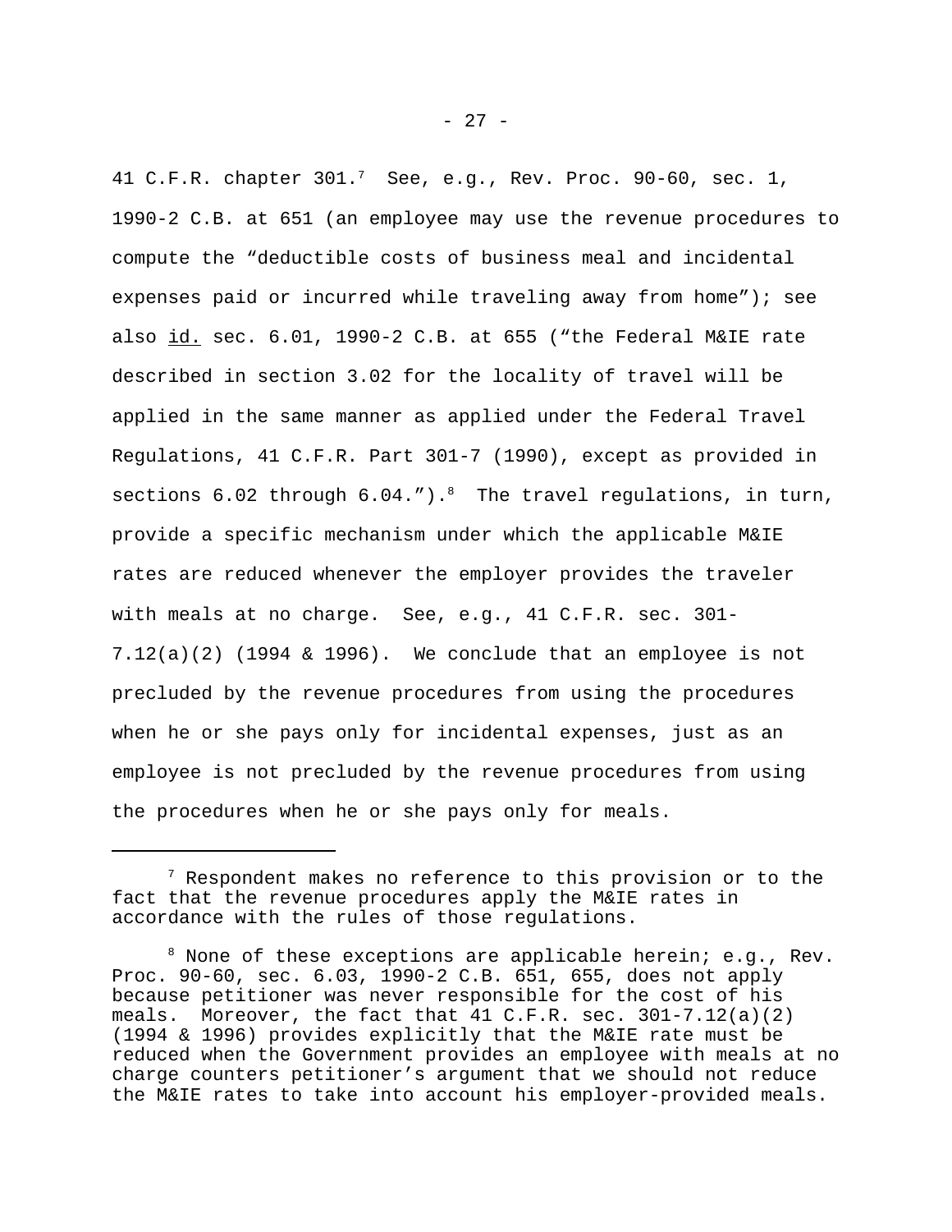41 C.F.R. chapter 301.[7] See, e.g., Rev. Proc. 90-60, sec. 1, 1990-2 C.B. at 651 (an employee may use the revenue procedures to compute the "deductible costs of business meal and incidental expenses paid or incurred while traveling away from home"); see also id. sec. 6.01, 1990-2 C.B. at 655 ("the Federal M&IE rate described in section 3.02 for the locality of travel will be applied in the same manner as applied under the Federal Travel Regulations, 41 C.F.R. Part 301-7 (1990), except as provided in sections 6.02 through 6.04.").[8] The travel regulations, in turn, provide a specific mechanism under which the applicable M&IE rates are reduced whenever the employer provides the traveler with meals at no charge. See, e.g., 41 C.F.R. sec. 301-7.12(a)(2) (1994 & 1996). We conclude that an employee is not precluded by the revenue procedures from using the procedures when he or she pays only for incidental expenses, just as an employee is not precluded by the revenue procedures from using the procedures when he or she pays only for meals.

---

[7] Respondent makes no reference to this provision or to the fact that the revenue procedures apply the M&IE rates in accordance with the rules of those regulations.

[8] None of these exceptions are applicable herein; e.g., Rev. Proc. 90-60, sec. 6.03, 1990-2 C.B. 651, 655, does not apply because petitioner was never responsible for the cost of his meals. Moreover, the fact that 41 C.F.R. sec. 301-7.12(a)(2) (1994 & 1996) provides explicitly that the M&IE rate must be reduced when the Government provides an employee with meals at no charge counters petitioner's argument that we should not reduce the M&IE rates to take into account his employer-provided meals.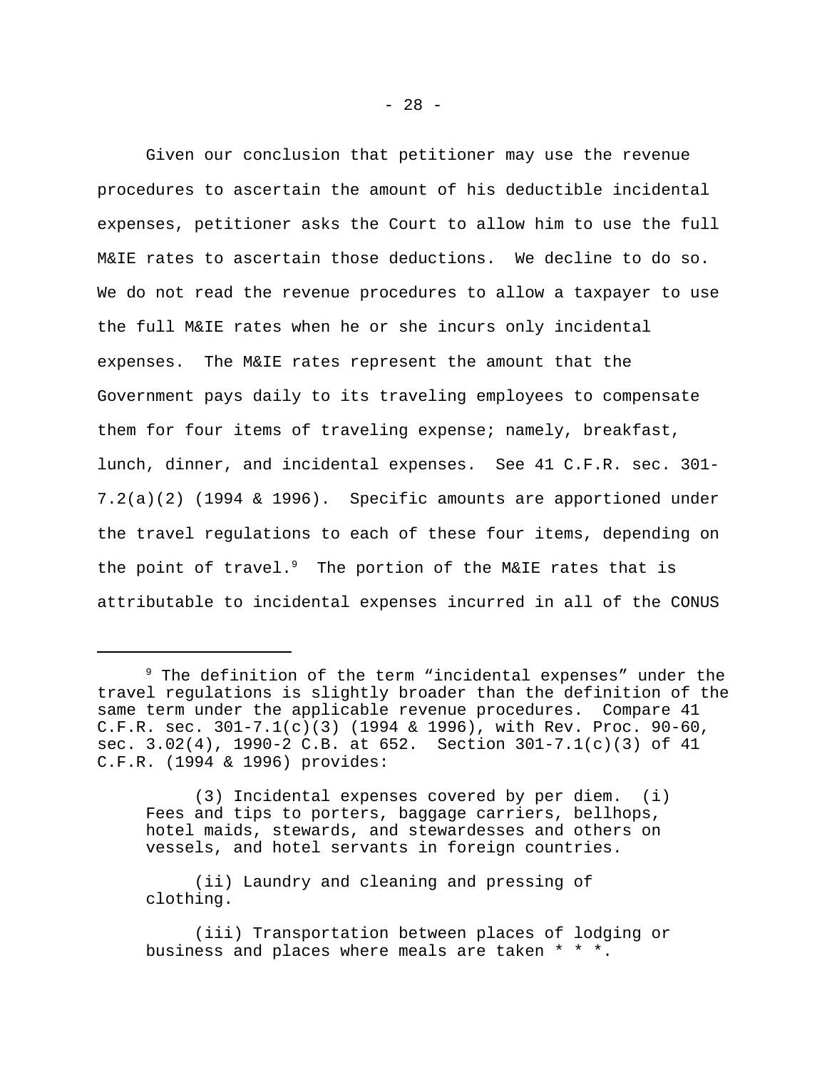Given our conclusion that petitioner may use the revenue procedures to ascertain the amount of his deductible incidental expenses, petitioner asks the Court to allow him to use the full M&IE rates to ascertain those deductions. We decline to do so. We do not read the revenue procedures to allow a taxpayer to use the full M&IE rates when he or she incurs only incidental expenses. The M&IE rates represent the amount that the Government pays daily to its traveling employees to compensate them for four items of traveling expense; namely, breakfast, lunch, dinner, and incidental expenses. See 41 C.F.R. sec. 301-7.2(a)(2) (1994 & 1996). Specific amounts are apportioned under the travel regulations to each of these four items, depending on the point of travel.[9] The portion of the M&IE rates that is attributable to incidental expenses incurred in all of the CONUS

---

[9] The definition of the term "incidental expenses" under the travel regulations is slightly broader than the definition of the same term under the applicable revenue procedures. Compare 41 C.F.R. sec. 301-7.1(c)(3) (1994 & 1996), with Rev. Proc. 90-60, sec. 3.02(4), 1990-2 C.B. at 652. Section 301-7.1(c)(3) of 41 C.F.R. (1994 & 1996) provides:

> (3) Incidental expenses covered by per diem. (i) Fees and tips to porters, baggage carriers, bellhops, hotel maids, stewards, and stewardesses and others on vessels, and hotel servants in foreign countries.
>
> (ii) Laundry and cleaning and pressing of clothing.
>
> (iii) Transportation between places of lodging or business and places where meals are taken * * *.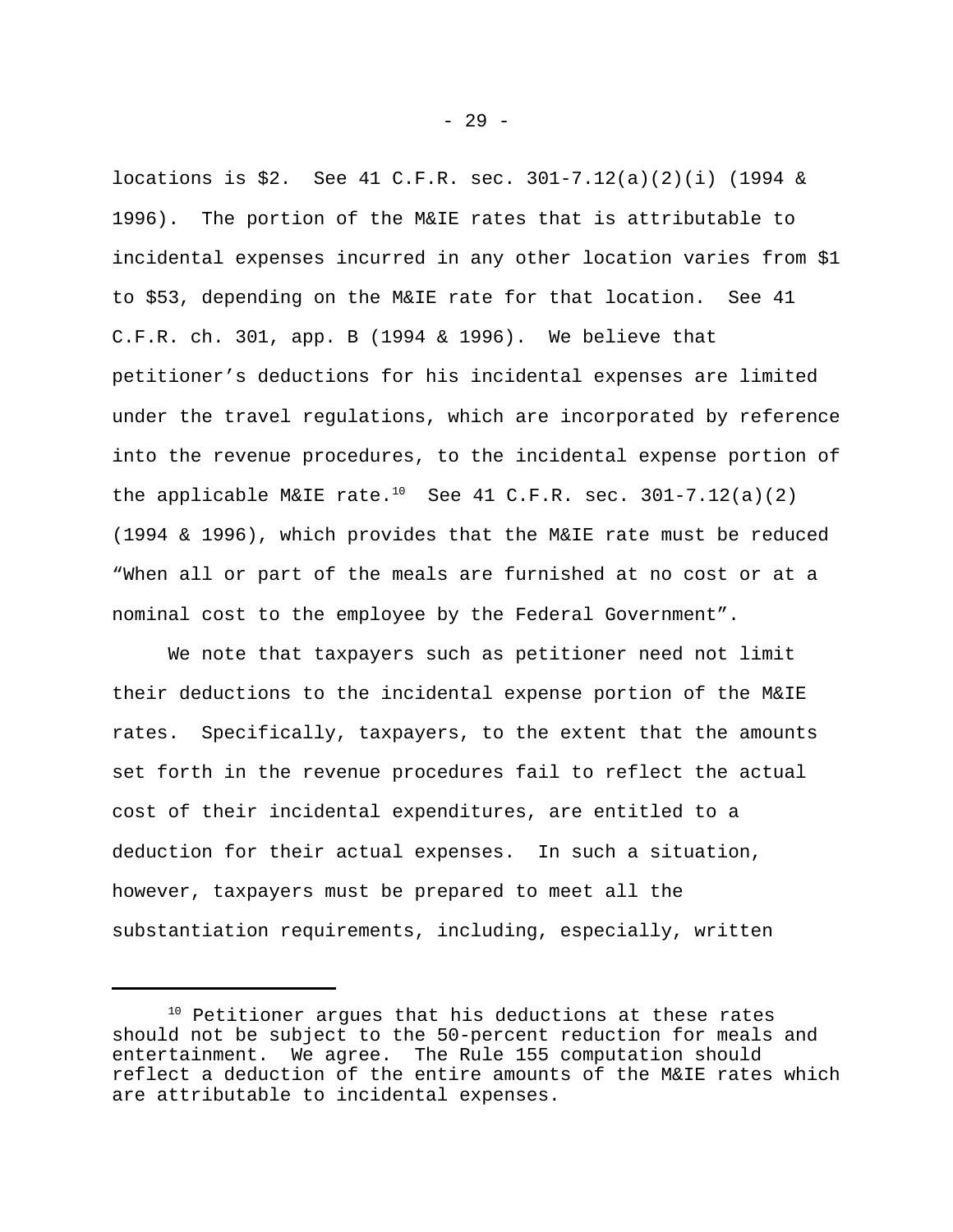locations is $2. See 41 C.F.R. sec. 301-7.12(a)(2)(i) (1994 & 1996). The portion of the M&IE rates that is attributable to incidental expenses incurred in any other location varies from $1 to $53, depending on the M&IE rate for that location. See 41 C.F.R. ch. 301, app. B (1994 & 1996). We believe that petitioner's deductions for his incidental expenses are limited under the travel regulations, which are incorporated by reference into the revenue procedures, to the incidental expense portion of the applicable M&IE rate.[10] See 41 C.F.R. sec. 301-7.12(a)(2) (1994 & 1996), which provides that the M&IE rate must be reduced "When all or part of the meals are furnished at no cost or at a nominal cost to the employee by the Federal Government".

We note that taxpayers such as petitioner need not limit their deductions to the incidental expense portion of the M&IE rates. Specifically, taxpayers, to the extent that the amounts set forth in the revenue procedures fail to reflect the actual cost of their incidental expenditures, are entitled to a deduction for their actual expenses. In such a situation, however, taxpayers must be prepared to meet all the substantiation requirements, including, especially, written

---

[10] Petitioner argues that his deductions at these rates should not be subject to the 50-percent reduction for meals and entertainment. We agree. The Rule 155 computation should reflect a deduction of the entire amounts of the M&IE rates which are attributable to incidental expenses.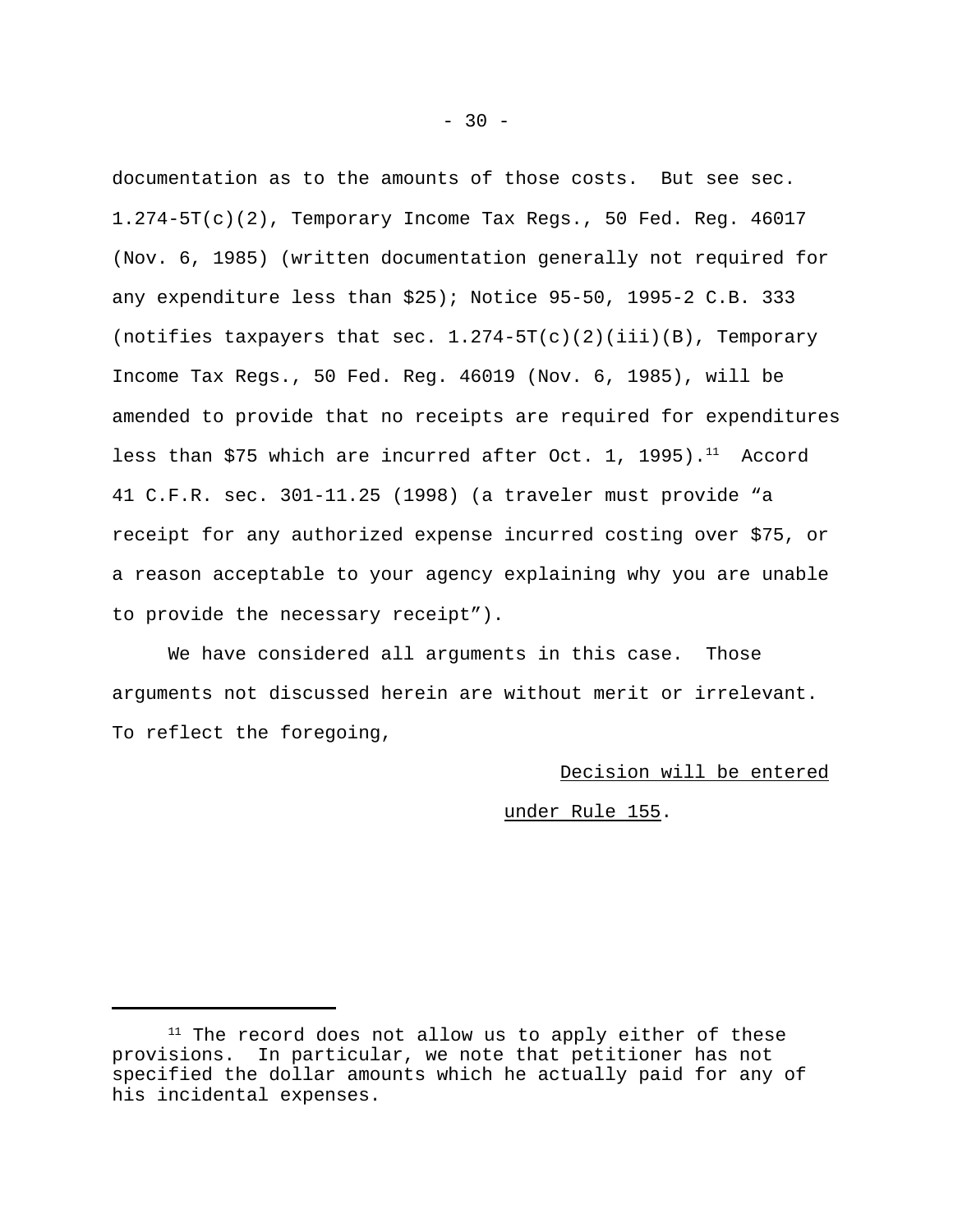documentation as to the amounts of those costs. But see sec. 1.274-5T(c)(2), Temporary Income Tax Regs., 50 Fed. Reg. 46017 (Nov. 6, 1985) (written documentation generally not required for any expenditure less than $25); Notice 95-50, 1995-2 C.B. 333 (notifies taxpayers that sec. 1.274-5T(c)(2)(iii)(B), Temporary Income Tax Regs., 50 Fed. Reg. 46019 (Nov. 6, 1985), will be amended to provide that no receipts are required for expenditures less than $75 which are incurred after Oct. 1, 1995).[11] Accord 41 C.F.R. sec. 301-11.25 (1998) (a traveler must provide "a receipt for any authorized expense incurred costing over $75, or a reason acceptable to your agency explaining why you are unable to provide the necessary receipt").

We have considered all arguments in this case. Those arguments not discussed herein are without merit or irrelevant. To reflect the foregoing,

Decision will be entered under Rule 155.

---

[11] The record does not allow us to apply either of these provisions. In particular, we note that petitioner has not specified the dollar amounts which he actually paid for any of his incidental expenses.